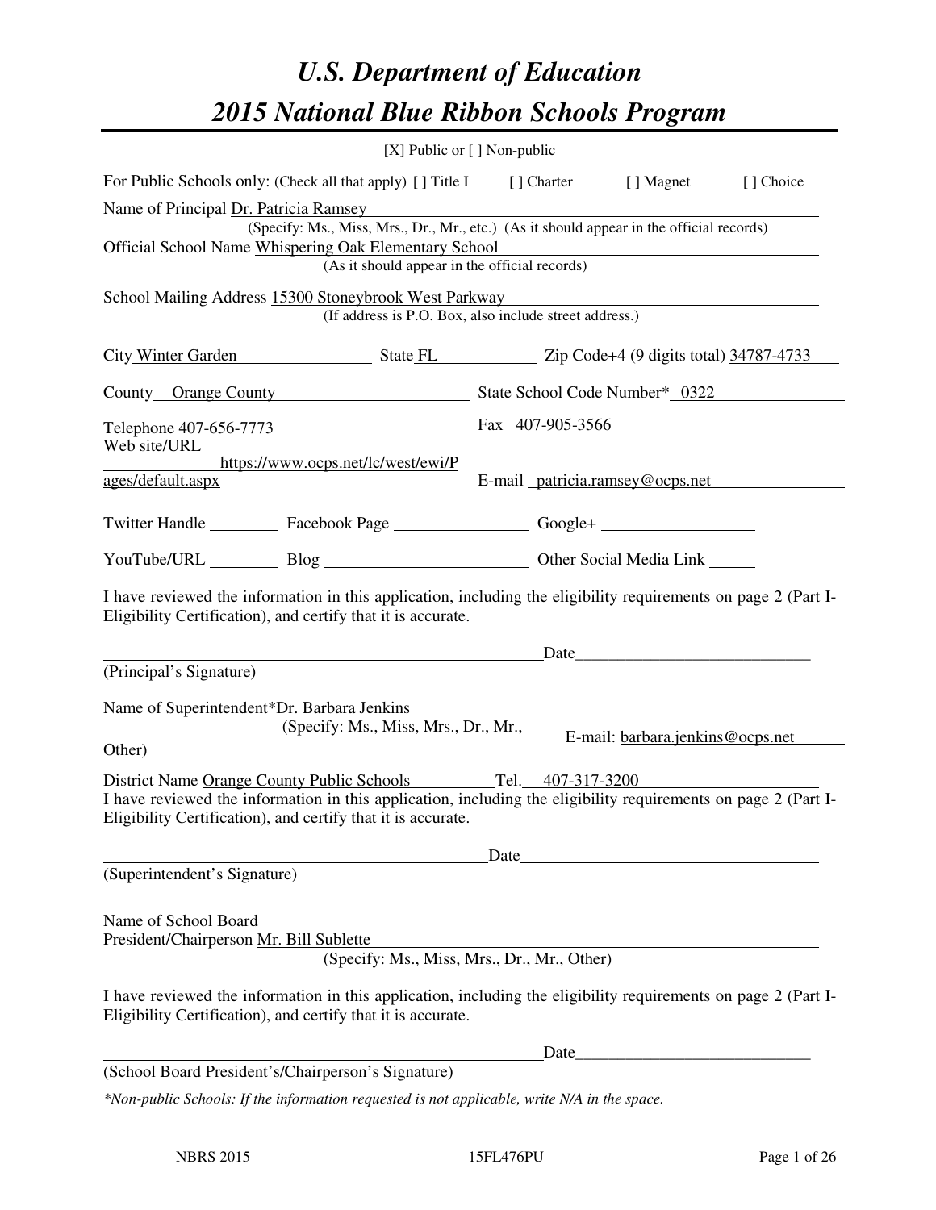# *U.S. Department of Education*
# *2015 National Blue Ribbon Schools Program*

[X] Public or [ ] Non-public

For Public Schools only: (Check all that apply) [ ] Title I [ ] Charter [ ] Magnet [ ] Choice

Name of Principal Dr. Patricia Ramsey
(Specify: Ms., Miss, Mrs., Dr., Mr., etc.) (As it should appear in the official records)

Official School Name Whispering Oak Elementary School
(As it should appear in the official records)

School Mailing Address 15300 Stoneybrook West Parkway
(If address is P.O. Box, also include street address.)

City Winter Garden State FL Zip Code+4 (9 digits total) 34787-4733

County Orange County State School Code Number* 0322

Telephone 407-656-7773 Fax 407-905-3566

Web site/URL https://www.ocps.net/lc/west/ewi/Pages/default.aspx E-mail patricia.ramsey@ocps.net

Twitter Handle \_\_\_\_\_\_\_\_ Facebook Page \_\_\_\_\_\_\_\_ Google+ \_\_\_\_\_\_\_\_

YouTube/URL \_\_\_\_\_\_\_\_ Blog \_\_\_\_\_\_\_\_ Other Social Media Link \_\_\_\_\_\_\_\_

I have reviewed the information in this application, including the eligibility requirements on page 2 (Part I-Eligibility Certification), and certify that it is accurate.

\_\_\_\_\_\_\_\_\_\_\_\_\_\_\_\_\_\_\_\_\_\_\_\_ Date\_\_\_\_\_\_\_\_\_\_\_\_\_\_\_\_\_\_\_\_
(Principal's Signature)

Name of Superintendent*Dr. Barbara Jenkins
(Specify: Ms., Miss, Mrs., Dr., Mr., Other)

E-mail: barbara.jenkins@ocps.net

District Name Orange County Public Schools Tel. 407-317-3200

I have reviewed the information in this application, including the eligibility requirements on page 2 (Part I-Eligibility Certification), and certify that it is accurate.

\_\_\_\_\_\_\_\_\_\_\_\_\_\_\_\_\_\_\_\_\_\_\_\_ Date\_\_\_\_\_\_\_\_\_\_\_\_\_\_\_\_\_\_\_\_
(Superintendent's Signature)

Name of School Board
President/Chairperson Mr. Bill Sublette
(Specify: Ms., Miss, Mrs., Dr., Mr., Other)

I have reviewed the information in this application, including the eligibility requirements on page 2 (Part I-Eligibility Certification), and certify that it is accurate.

\_\_\_\_\_\_\_\_\_\_\_\_\_\_\_\_\_\_\_\_\_\_\_\_ Date\_\_\_\_\_\_\_\_\_\_\_\_\_\_\_\_\_\_\_\_
(School Board President's/Chairperson's Signature)

*\*Non-public Schools: If the information requested is not applicable, write N/A in the space.*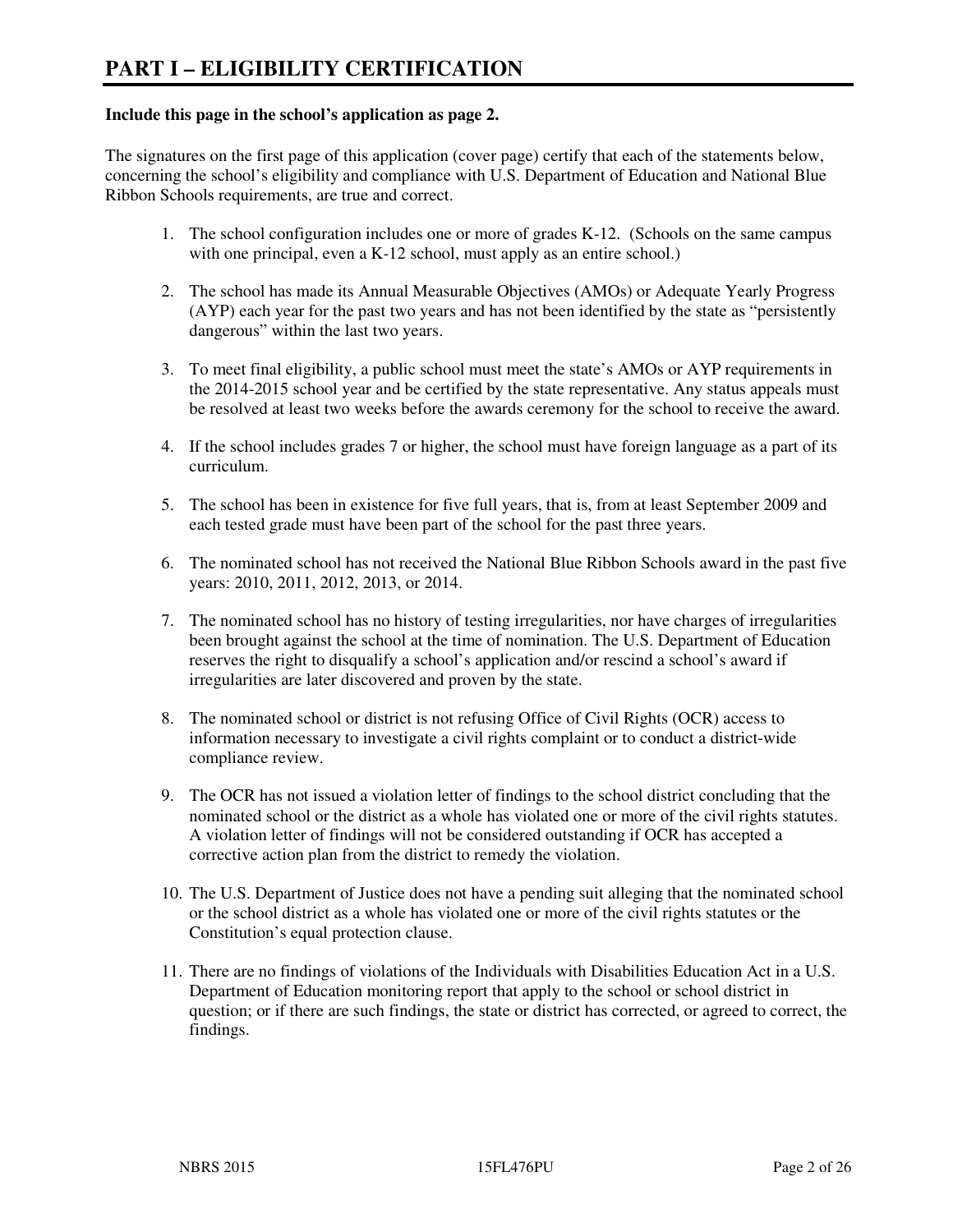# PART I – ELIGIBILITY CERTIFICATION

**Include this page in the school's application as page 2.**

The signatures on the first page of this application (cover page) certify that each of the statements below, concerning the school's eligibility and compliance with U.S. Department of Education and National Blue Ribbon Schools requirements, are true and correct.

1. The school configuration includes one or more of grades K-12. (Schools on the same campus with one principal, even a K-12 school, must apply as an entire school.)
2. The school has made its Annual Measurable Objectives (AMOs) or Adequate Yearly Progress (AYP) each year for the past two years and has not been identified by the state as "persistently dangerous" within the last two years.
3. To meet final eligibility, a public school must meet the state's AMOs or AYP requirements in the 2014-2015 school year and be certified by the state representative. Any status appeals must be resolved at least two weeks before the awards ceremony for the school to receive the award.
4. If the school includes grades 7 or higher, the school must have foreign language as a part of its curriculum.
5. The school has been in existence for five full years, that is, from at least September 2009 and each tested grade must have been part of the school for the past three years.
6. The nominated school has not received the National Blue Ribbon Schools award in the past five years: 2010, 2011, 2012, 2013, or 2014.
7. The nominated school has no history of testing irregularities, nor have charges of irregularities been brought against the school at the time of nomination. The U.S. Department of Education reserves the right to disqualify a school's application and/or rescind a school's award if irregularities are later discovered and proven by the state.
8. The nominated school or district is not refusing Office of Civil Rights (OCR) access to information necessary to investigate a civil rights complaint or to conduct a district-wide compliance review.
9. The OCR has not issued a violation letter of findings to the school district concluding that the nominated school or the district as a whole has violated one or more of the civil rights statutes. A violation letter of findings will not be considered outstanding if OCR has accepted a corrective action plan from the district to remedy the violation.
10. The U.S. Department of Justice does not have a pending suit alleging that the nominated school or the school district as a whole has violated one or more of the civil rights statutes or the Constitution's equal protection clause.
11. There are no findings of violations of the Individuals with Disabilities Education Act in a U.S. Department of Education monitoring report that apply to the school or school district in question; or if there are such findings, the state or district has corrected, or agreed to correct, the findings.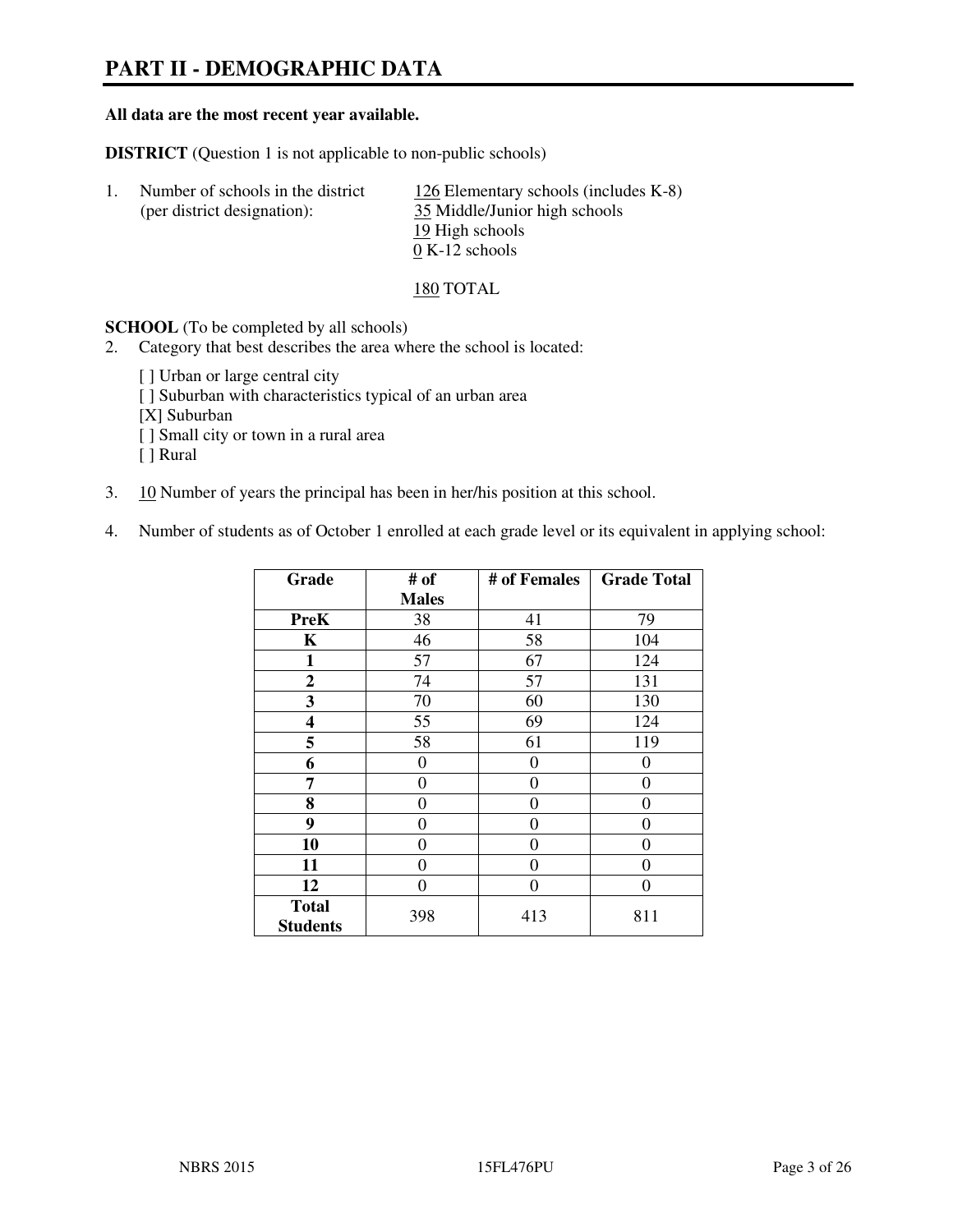# PART II - DEMOGRAPHIC DATA

**All data are the most recent year available.**

**DISTRICT** (Question 1 is not applicable to non-public schools)

1. Number of schools in the district (per district designation):
   - 126 Elementary schools (includes K-8)
   - 35 Middle/Junior high schools
   - 19 High schools
   - 0 K-12 schools

   180 TOTAL

**SCHOOL** (To be completed by all schools)

2. Category that best describes the area where the school is located:

   [ ] Urban or large central city
   [ ] Suburban with characteristics typical of an urban area
   [X] Suburban
   [ ] Small city or town in a rural area
   [ ] Rural

3. 10 Number of years the principal has been in her/his position at this school.

4. Number of students as of October 1 enrolled at each grade level or its equivalent in applying school:

| Grade | # of Males | # of Females | Grade Total |
|---|---|---|---|
| **PreK** | 38 | 41 | 79 |
| **K** | 46 | 58 | 104 |
| **1** | 57 | 67 | 124 |
| **2** | 74 | 57 | 131 |
| **3** | 70 | 60 | 130 |
| **4** | 55 | 69 | 124 |
| **5** | 58 | 61 | 119 |
| **6** | 0 | 0 | 0 |
| **7** | 0 | 0 | 0 |
| **8** | 0 | 0 | 0 |
| **9** | 0 | 0 | 0 |
| **10** | 0 | 0 | 0 |
| **11** | 0 | 0 | 0 |
| **12** | 0 | 0 | 0 |
| **Total Students** | 398 | 413 | 811 |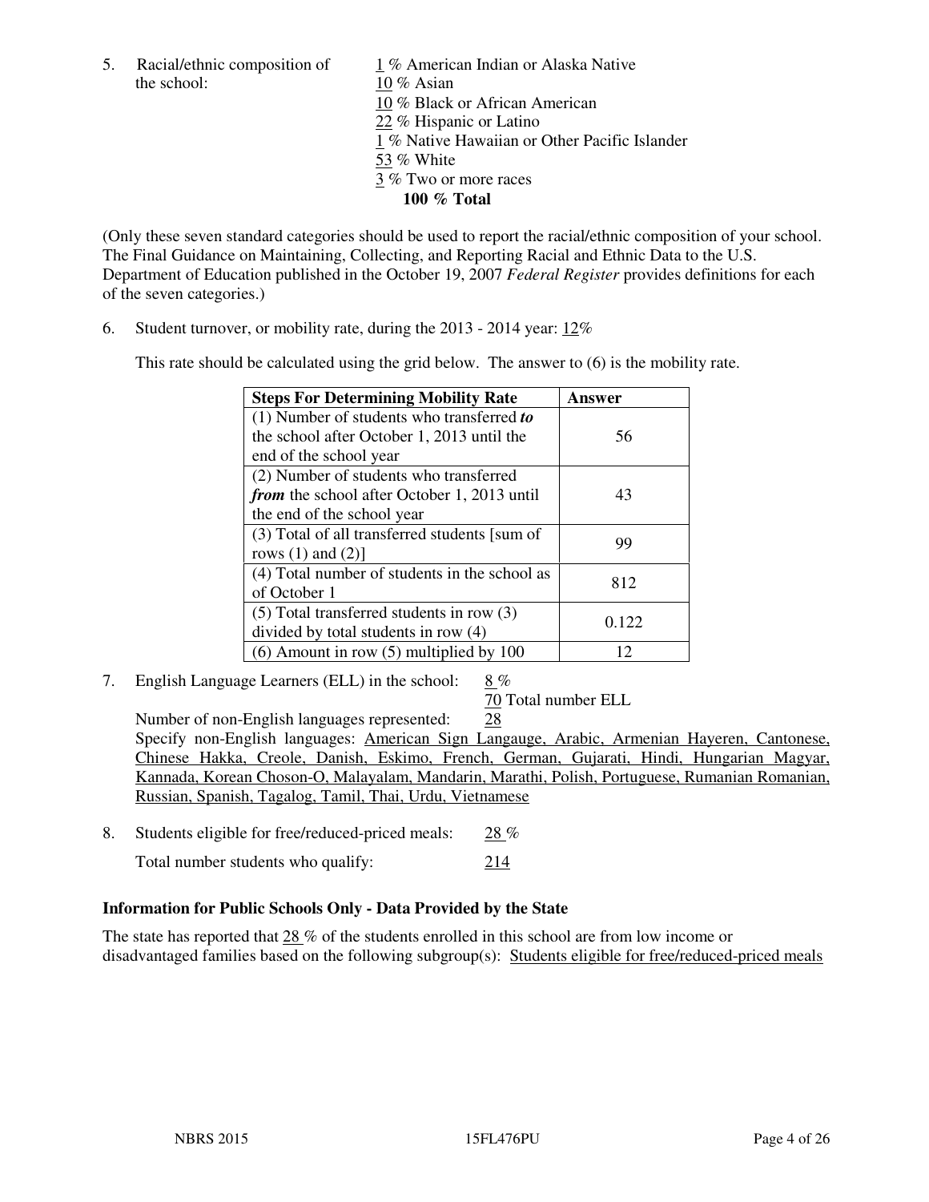5. Racial/ethnic composition of the school:

1 % American Indian or Alaska Native
10 % Asian
10 % Black or African American
22 % Hispanic or Latino
1 % Native Hawaiian or Other Pacific Islander
53 % White
3 % Two or more races
**100 % Total**

(Only these seven standard categories should be used to report the racial/ethnic composition of your school. The Final Guidance on Maintaining, Collecting, and Reporting Racial and Ethnic Data to the U.S. Department of Education published in the October 19, 2007 *Federal Register* provides definitions for each of the seven categories.)

6. Student turnover, or mobility rate, during the 2013 - 2014 year: 12%

This rate should be calculated using the grid below. The answer to (6) is the mobility rate.

| **Steps For Determining Mobility Rate** | **Answer** |
|---|---|
| (1) Number of students who transferred ***to*** the school after October 1, 2013 until the end of the school year | 56 |
| (2) Number of students who transferred ***from*** the school after October 1, 2013 until the end of the school year | 43 |
| (3) Total of all transferred students [sum of rows (1) and (2)] | 99 |
| (4) Total number of students in the school as of October 1 | 812 |
| (5) Total transferred students in row (3) divided by total students in row (4) | 0.122 |
| (6) Amount in row (5) multiplied by 100 | 12 |

7. English Language Learners (ELL) in the school: 8 %

70 Total number ELL

Number of non-English languages represented: 28

Specify non-English languages: American Sign Langauge, Arabic, Armenian Hayeren, Cantonese, Chinese Hakka, Creole, Danish, Eskimo, French, German, Gujarati, Hindi, Hungarian Magyar, Kannada, Korean Choson-O, Malayalam, Mandarin, Marathi, Polish, Portuguese, Rumanian Romanian, Russian, Spanish, Tagalog, Tamil, Thai, Urdu, Vietnamese

8. Students eligible for free/reduced-priced meals: 28 %

Total number students who qualify: 214

**Information for Public Schools Only - Data Provided by the State**

The state has reported that 28 % of the students enrolled in this school are from low income or disadvantaged families based on the following subgroup(s): Students eligible for free/reduced-priced meals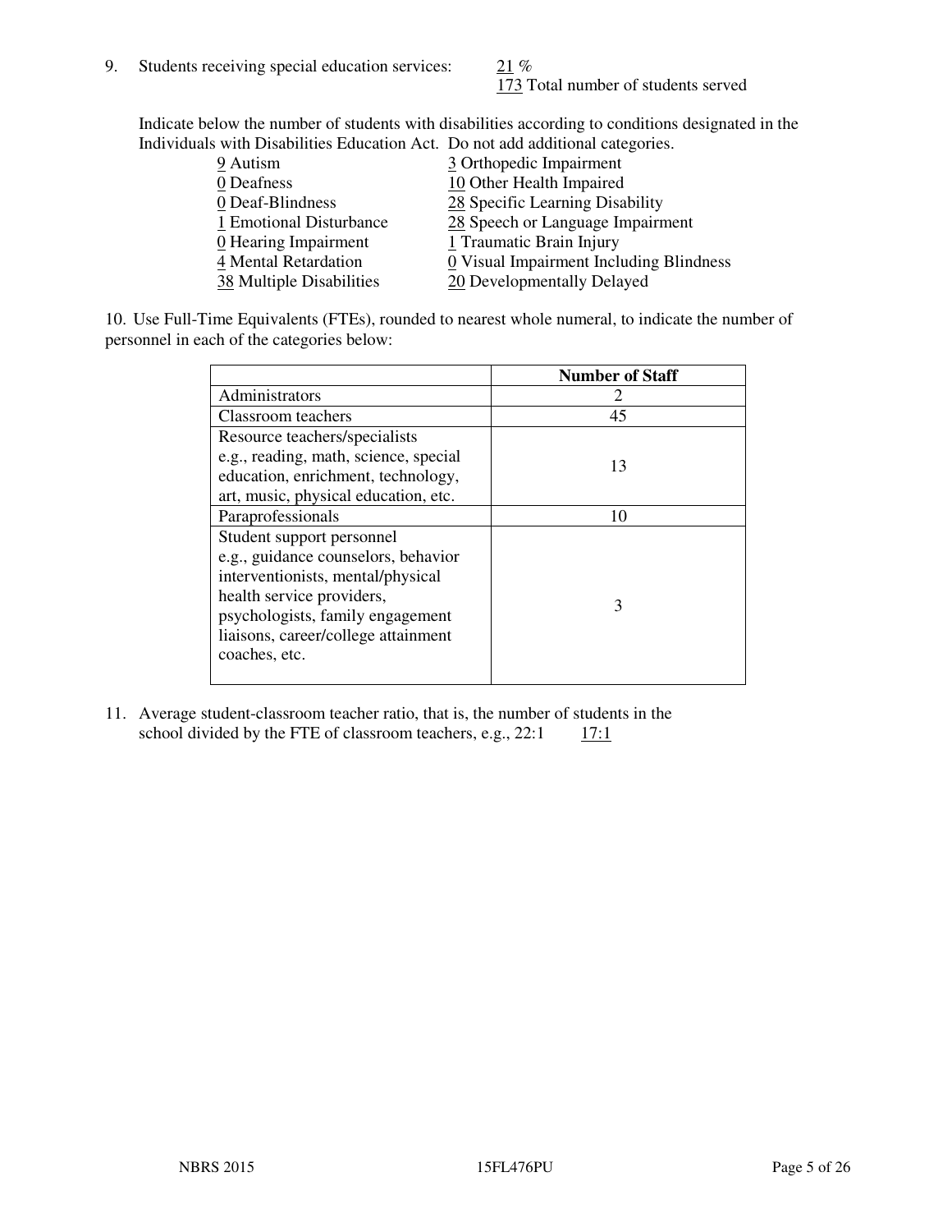9. Students receiving special education services: 21 %
   173 Total number of students served

Indicate below the number of students with disabilities according to conditions designated in the Individuals with Disabilities Education Act. Do not add additional categories.

| | |
|---|---|
| 9 Autism | 3 Orthopedic Impairment |
| 0 Deafness | 10 Other Health Impaired |
| 0 Deaf-Blindness | 28 Specific Learning Disability |
| 1 Emotional Disturbance | 28 Speech or Language Impairment |
| 0 Hearing Impairment | 1 Traumatic Brain Injury |
| 4 Mental Retardation | 0 Visual Impairment Including Blindness |
| 38 Multiple Disabilities | 20 Developmentally Delayed |

10. Use Full-Time Equivalents (FTEs), rounded to nearest whole numeral, to indicate the number of personnel in each of the categories below:

| | Number of Staff |
|---|---|
| Administrators | 2 |
| Classroom teachers | 45 |
| Resource teachers/specialists e.g., reading, math, science, special education, enrichment, technology, art, music, physical education, etc. | 13 |
| Paraprofessionals | 10 |
| Student support personnel e.g., guidance counselors, behavior interventionists, mental/physical health service providers, psychologists, family engagement liaisons, career/college attainment coaches, etc. | 3 |

11. Average student-classroom teacher ratio, that is, the number of students in the school divided by the FTE of classroom teachers, e.g., 22:1 17:1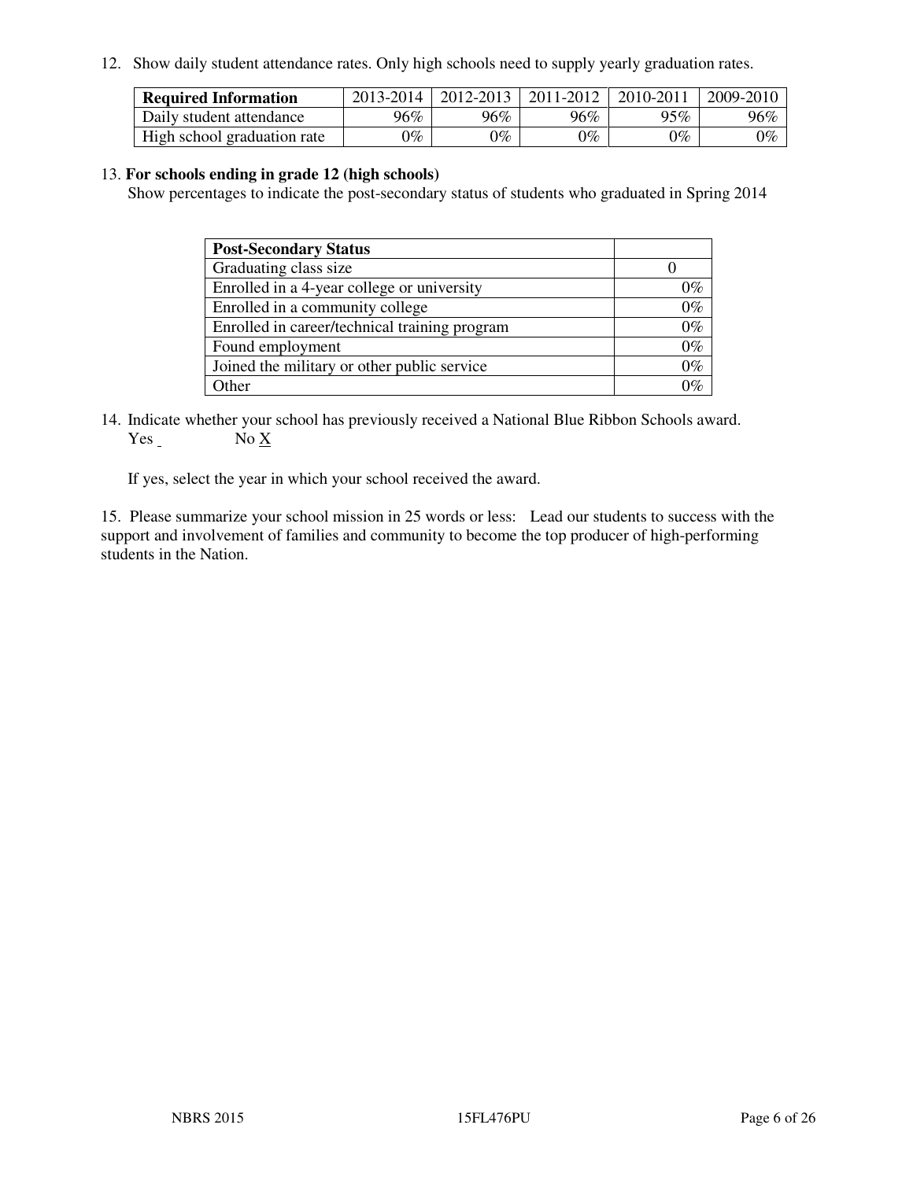12. Show daily student attendance rates. Only high schools need to supply yearly graduation rates.

| **Required Information** | 2013-2014 | 2012-2013 | 2011-2012 | 2010-2011 | 2009-2010 |
|---|---|---|---|---|---|
| Daily student attendance | 96% | 96% | 96% | 95% | 96% |
| High school graduation rate | 0% | 0% | 0% | 0% | 0% |

13. **For schools ending in grade 12 (high schools)**
Show percentages to indicate the post-secondary status of students who graduated in Spring 2014

| **Post-Secondary Status** | |
|---|---|
| Graduating class size | 0 |
| Enrolled in a 4-year college or university | 0% |
| Enrolled in a community college | 0% |
| Enrolled in career/technical training program | 0% |
| Found employment | 0% |
| Joined the military or other public service | 0% |
| Other | 0% |

14. Indicate whether your school has previously received a National Blue Ribbon Schools award.
Yes            No X

If yes, select the year in which your school received the award.

15. Please summarize your school mission in 25 words or less: Lead our students to success with the support and involvement of families and community to become the top producer of high-performing students in the Nation.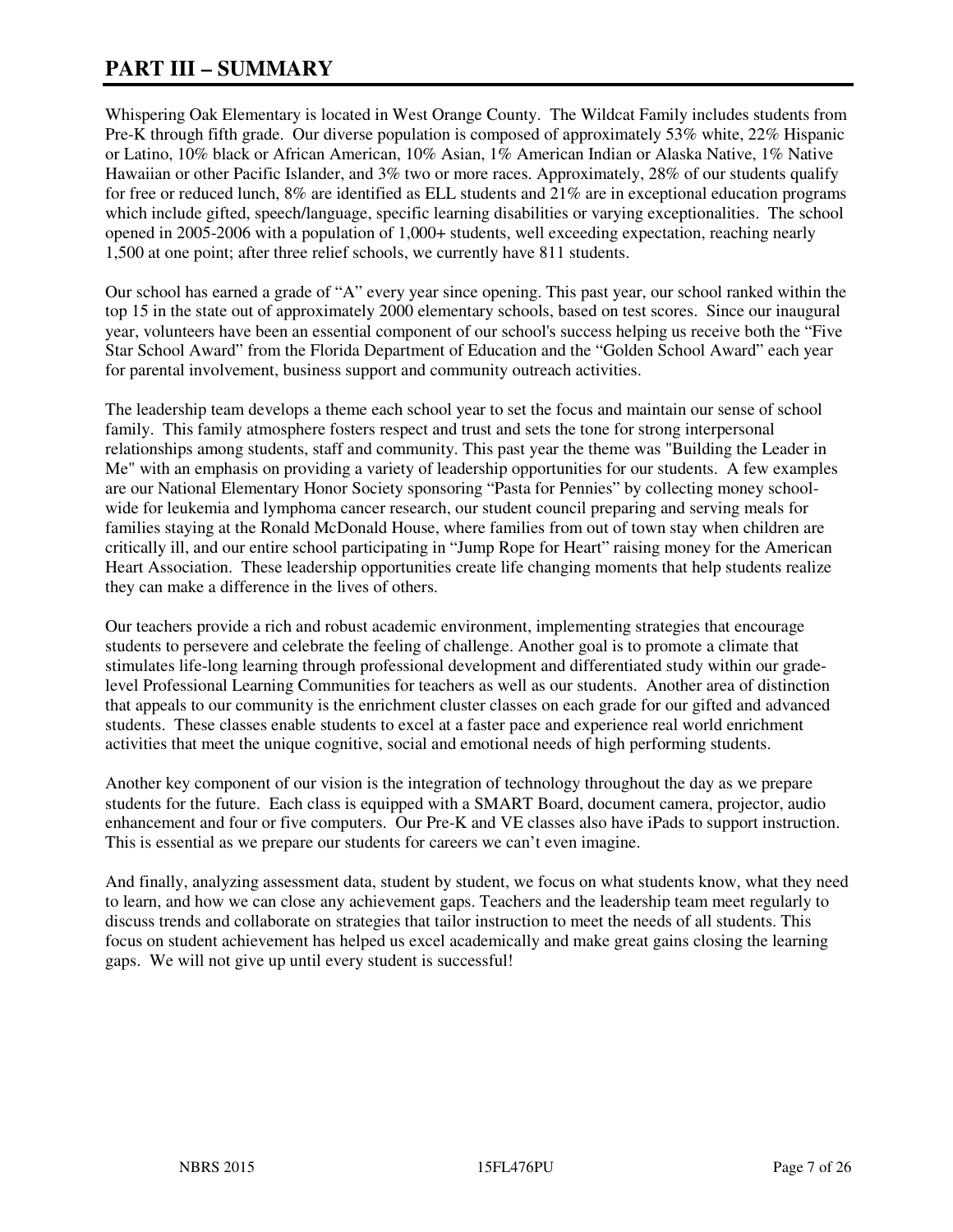# PART III – SUMMARY

Whispering Oak Elementary is located in West Orange County. The Wildcat Family includes students from Pre-K through fifth grade. Our diverse population is composed of approximately 53% white, 22% Hispanic or Latino, 10% black or African American, 10% Asian, 1% American Indian or Alaska Native, 1% Native Hawaiian or other Pacific Islander, and 3% two or more races. Approximately, 28% of our students qualify for free or reduced lunch, 8% are identified as ELL students and 21% are in exceptional education programs which include gifted, speech/language, specific learning disabilities or varying exceptionalities. The school opened in 2005-2006 with a population of 1,000+ students, well exceeding expectation, reaching nearly 1,500 at one point; after three relief schools, we currently have 811 students.

Our school has earned a grade of "A" every year since opening. This past year, our school ranked within the top 15 in the state out of approximately 2000 elementary schools, based on test scores. Since our inaugural year, volunteers have been an essential component of our school's success helping us receive both the "Five Star School Award" from the Florida Department of Education and the "Golden School Award" each year for parental involvement, business support and community outreach activities.

The leadership team develops a theme each school year to set the focus and maintain our sense of school family. This family atmosphere fosters respect and trust and sets the tone for strong interpersonal relationships among students, staff and community. This past year the theme was "Building the Leader in Me" with an emphasis on providing a variety of leadership opportunities for our students. A few examples are our National Elementary Honor Society sponsoring "Pasta for Pennies" by collecting money school-wide for leukemia and lymphoma cancer research, our student council preparing and serving meals for families staying at the Ronald McDonald House, where families from out of town stay when children are critically ill, and our entire school participating in "Jump Rope for Heart" raising money for the American Heart Association. These leadership opportunities create life changing moments that help students realize they can make a difference in the lives of others.

Our teachers provide a rich and robust academic environment, implementing strategies that encourage students to persevere and celebrate the feeling of challenge. Another goal is to promote a climate that stimulates life-long learning through professional development and differentiated study within our grade-level Professional Learning Communities for teachers as well as our students. Another area of distinction that appeals to our community is the enrichment cluster classes on each grade for our gifted and advanced students. These classes enable students to excel at a faster pace and experience real world enrichment activities that meet the unique cognitive, social and emotional needs of high performing students.

Another key component of our vision is the integration of technology throughout the day as we prepare students for the future. Each class is equipped with a SMART Board, document camera, projector, audio enhancement and four or five computers. Our Pre-K and VE classes also have iPads to support instruction. This is essential as we prepare our students for careers we can't even imagine.

And finally, analyzing assessment data, student by student, we focus on what students know, what they need to learn, and how we can close any achievement gaps. Teachers and the leadership team meet regularly to discuss trends and collaborate on strategies that tailor instruction to meet the needs of all students. This focus on student achievement has helped us excel academically and make great gains closing the learning gaps. We will not give up until every student is successful!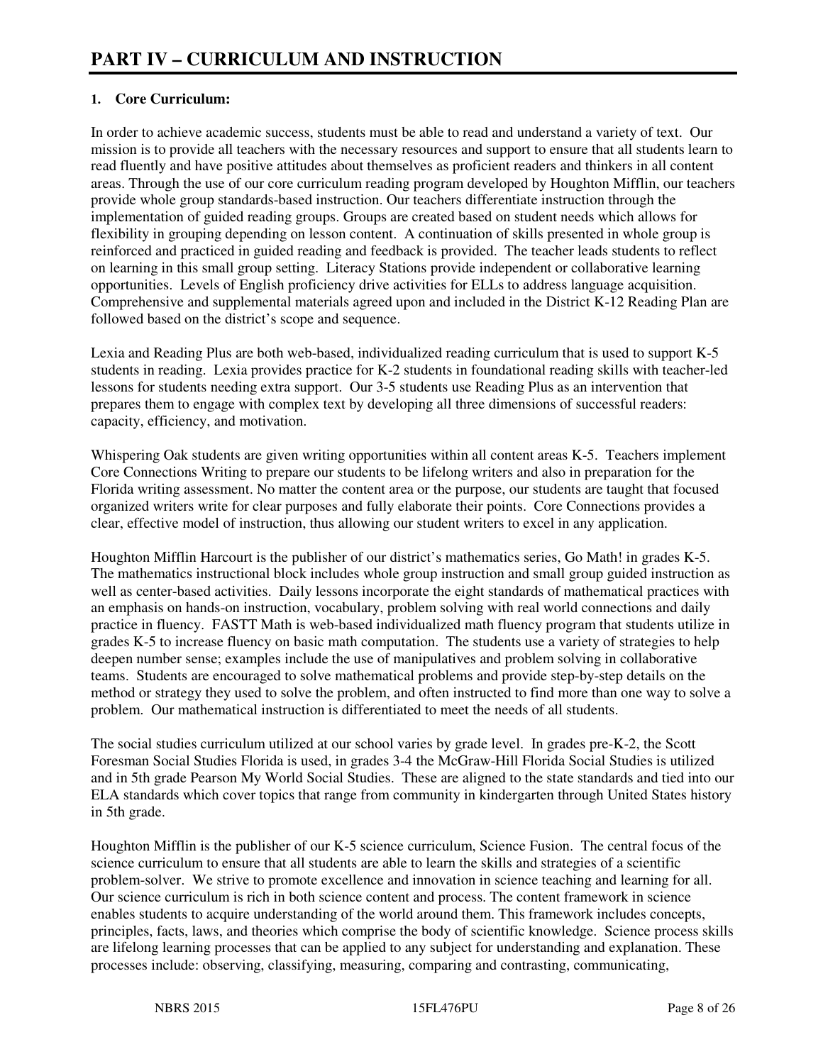# PART IV – CURRICULUM AND INSTRUCTION

**1. Core Curriculum:**

In order to achieve academic success, students must be able to read and understand a variety of text. Our mission is to provide all teachers with the necessary resources and support to ensure that all students learn to read fluently and have positive attitudes about themselves as proficient readers and thinkers in all content areas. Through the use of our core curriculum reading program developed by Houghton Mifflin, our teachers provide whole group standards-based instruction. Our teachers differentiate instruction through the implementation of guided reading groups. Groups are created based on student needs which allows for flexibility in grouping depending on lesson content. A continuation of skills presented in whole group is reinforced and practiced in guided reading and feedback is provided. The teacher leads students to reflect on learning in this small group setting. Literacy Stations provide independent or collaborative learning opportunities. Levels of English proficiency drive activities for ELLs to address language acquisition. Comprehensive and supplemental materials agreed upon and included in the District K-12 Reading Plan are followed based on the district's scope and sequence.

Lexia and Reading Plus are both web-based, individualized reading curriculum that is used to support K-5 students in reading. Lexia provides practice for K-2 students in foundational reading skills with teacher-led lessons for students needing extra support. Our 3-5 students use Reading Plus as an intervention that prepares them to engage with complex text by developing all three dimensions of successful readers: capacity, efficiency, and motivation.

Whispering Oak students are given writing opportunities within all content areas K-5. Teachers implement Core Connections Writing to prepare our students to be lifelong writers and also in preparation for the Florida writing assessment. No matter the content area or the purpose, our students are taught that focused organized writers write for clear purposes and fully elaborate their points. Core Connections provides a clear, effective model of instruction, thus allowing our student writers to excel in any application.

Houghton Mifflin Harcourt is the publisher of our district's mathematics series, Go Math! in grades K-5. The mathematics instructional block includes whole group instruction and small group guided instruction as well as center-based activities. Daily lessons incorporate the eight standards of mathematical practices with an emphasis on hands-on instruction, vocabulary, problem solving with real world connections and daily practice in fluency. FASTT Math is web-based individualized math fluency program that students utilize in grades K-5 to increase fluency on basic math computation. The students use a variety of strategies to help deepen number sense; examples include the use of manipulatives and problem solving in collaborative teams. Students are encouraged to solve mathematical problems and provide step-by-step details on the method or strategy they used to solve the problem, and often instructed to find more than one way to solve a problem. Our mathematical instruction is differentiated to meet the needs of all students.

The social studies curriculum utilized at our school varies by grade level. In grades pre-K-2, the Scott Foresman Social Studies Florida is used, in grades 3-4 the McGraw-Hill Florida Social Studies is utilized and in 5th grade Pearson My World Social Studies. These are aligned to the state standards and tied into our ELA standards which cover topics that range from community in kindergarten through United States history in 5th grade.

Houghton Mifflin is the publisher of our K-5 science curriculum, Science Fusion. The central focus of the science curriculum to ensure that all students are able to learn the skills and strategies of a scientific problem-solver. We strive to promote excellence and innovation in science teaching and learning for all. Our science curriculum is rich in both science content and process. The content framework in science enables students to acquire understanding of the world around them. This framework includes concepts, principles, facts, laws, and theories which comprise the body of scientific knowledge. Science process skills are lifelong learning processes that can be applied to any subject for understanding and explanation. These processes include: observing, classifying, measuring, comparing and contrasting, communicating,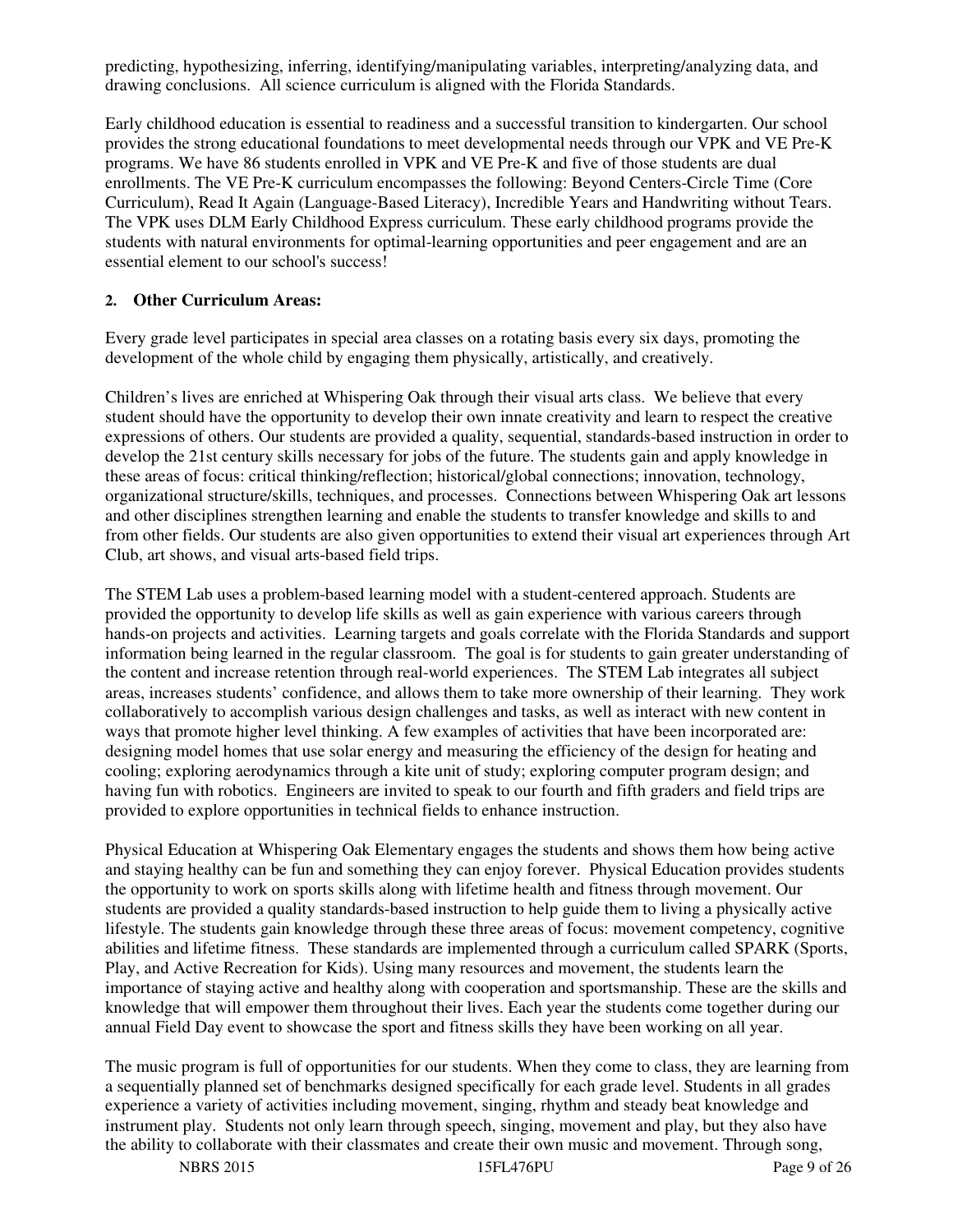predicting, hypothesizing, inferring, identifying/manipulating variables, interpreting/analyzing data, and drawing conclusions. All science curriculum is aligned with the Florida Standards.

Early childhood education is essential to readiness and a successful transition to kindergarten. Our school provides the strong educational foundations to meet developmental needs through our VPK and VE Pre-K programs. We have 86 students enrolled in VPK and VE Pre-K and five of those students are dual enrollments. The VE Pre-K curriculum encompasses the following: Beyond Centers-Circle Time (Core Curriculum), Read It Again (Language-Based Literacy), Incredible Years and Handwriting without Tears. The VPK uses DLM Early Childhood Express curriculum. These early childhood programs provide the students with natural environments for optimal-learning opportunities and peer engagement and are an essential element to our school's success!

**2. Other Curriculum Areas:**

Every grade level participates in special area classes on a rotating basis every six days, promoting the development of the whole child by engaging them physically, artistically, and creatively.

Children's lives are enriched at Whispering Oak through their visual arts class. We believe that every student should have the opportunity to develop their own innate creativity and learn to respect the creative expressions of others. Our students are provided a quality, sequential, standards-based instruction in order to develop the 21st century skills necessary for jobs of the future. The students gain and apply knowledge in these areas of focus: critical thinking/reflection; historical/global connections; innovation, technology, organizational structure/skills, techniques, and processes. Connections between Whispering Oak art lessons and other disciplines strengthen learning and enable the students to transfer knowledge and skills to and from other fields. Our students are also given opportunities to extend their visual art experiences through Art Club, art shows, and visual arts-based field trips.

The STEM Lab uses a problem-based learning model with a student-centered approach. Students are provided the opportunity to develop life skills as well as gain experience with various careers through hands-on projects and activities. Learning targets and goals correlate with the Florida Standards and support information being learned in the regular classroom. The goal is for students to gain greater understanding of the content and increase retention through real-world experiences. The STEM Lab integrates all subject areas, increases students' confidence, and allows them to take more ownership of their learning. They work collaboratively to accomplish various design challenges and tasks, as well as interact with new content in ways that promote higher level thinking. A few examples of activities that have been incorporated are: designing model homes that use solar energy and measuring the efficiency of the design for heating and cooling; exploring aerodynamics through a kite unit of study; exploring computer program design; and having fun with robotics. Engineers are invited to speak to our fourth and fifth graders and field trips are provided to explore opportunities in technical fields to enhance instruction.

Physical Education at Whispering Oak Elementary engages the students and shows them how being active and staying healthy can be fun and something they can enjoy forever. Physical Education provides students the opportunity to work on sports skills along with lifetime health and fitness through movement. Our students are provided a quality standards-based instruction to help guide them to living a physically active lifestyle. The students gain knowledge through these three areas of focus: movement competency, cognitive abilities and lifetime fitness. These standards are implemented through a curriculum called SPARK (Sports, Play, and Active Recreation for Kids). Using many resources and movement, the students learn the importance of staying active and healthy along with cooperation and sportsmanship. These are the skills and knowledge that will empower them throughout their lives. Each year the students come together during our annual Field Day event to showcase the sport and fitness skills they have been working on all year.

The music program is full of opportunities for our students. When they come to class, they are learning from a sequentially planned set of benchmarks designed specifically for each grade level. Students in all grades experience a variety of activities including movement, singing, rhythm and steady beat knowledge and instrument play. Students not only learn through speech, singing, movement and play, but they also have the ability to collaborate with their classmates and create their own music and movement. Through song,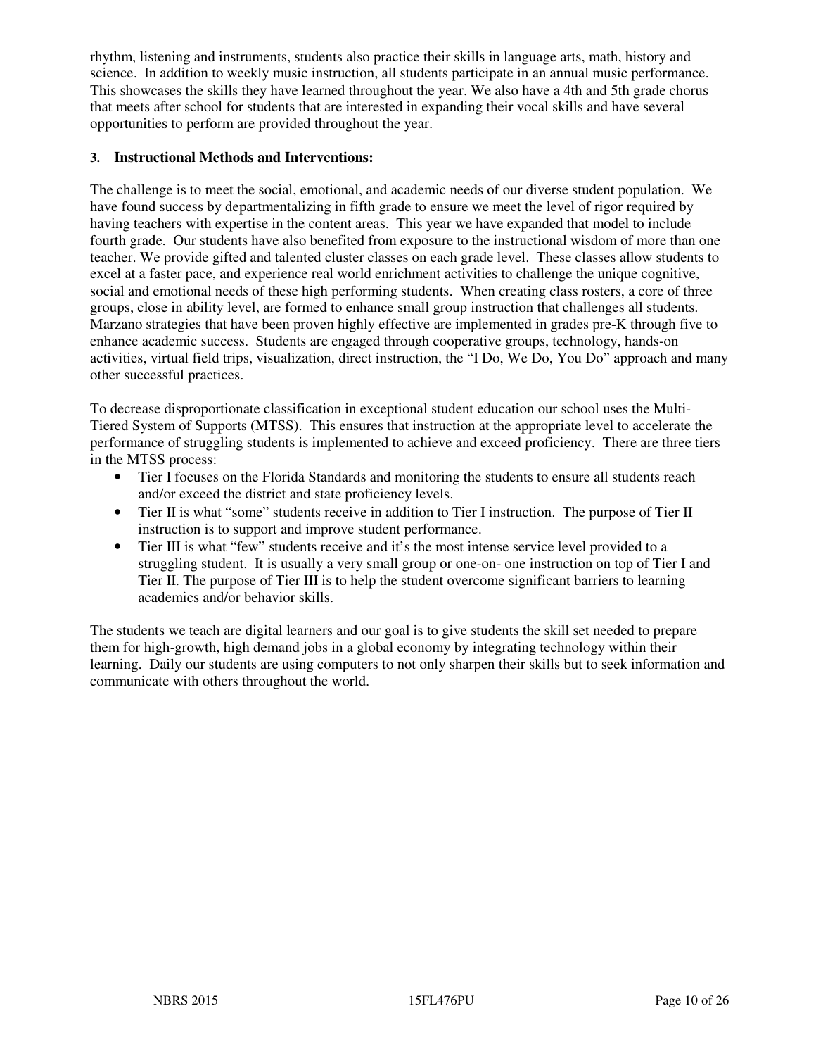rhythm, listening and instruments, students also practice their skills in language arts, math, history and science. In addition to weekly music instruction, all students participate in an annual music performance. This showcases the skills they have learned throughout the year. We also have a 4th and 5th grade chorus that meets after school for students that are interested in expanding their vocal skills and have several opportunities to perform are provided throughout the year.

### 3. Instructional Methods and Interventions:

The challenge is to meet the social, emotional, and academic needs of our diverse student population. We have found success by departmentalizing in fifth grade to ensure we meet the level of rigor required by having teachers with expertise in the content areas. This year we have expanded that model to include fourth grade. Our students have also benefited from exposure to the instructional wisdom of more than one teacher. We provide gifted and talented cluster classes on each grade level. These classes allow students to excel at a faster pace, and experience real world enrichment activities to challenge the unique cognitive, social and emotional needs of these high performing students. When creating class rosters, a core of three groups, close in ability level, are formed to enhance small group instruction that challenges all students. Marzano strategies that have been proven highly effective are implemented in grades pre-K through five to enhance academic success. Students are engaged through cooperative groups, technology, hands-on activities, virtual field trips, visualization, direct instruction, the "I Do, We Do, You Do" approach and many other successful practices.

To decrease disproportionate classification in exceptional student education our school uses the Multi-Tiered System of Supports (MTSS). This ensures that instruction at the appropriate level to accelerate the performance of struggling students is implemented to achieve and exceed proficiency. There are three tiers in the MTSS process:

- Tier I focuses on the Florida Standards and monitoring the students to ensure all students reach and/or exceed the district and state proficiency levels.
- Tier II is what "some" students receive in addition to Tier I instruction. The purpose of Tier II instruction is to support and improve student performance.
- Tier III is what "few" students receive and it's the most intense service level provided to a struggling student. It is usually a very small group or one-on- one instruction on top of Tier I and Tier II. The purpose of Tier III is to help the student overcome significant barriers to learning academics and/or behavior skills.

The students we teach are digital learners and our goal is to give students the skill set needed to prepare them for high-growth, high demand jobs in a global economy by integrating technology within their learning. Daily our students are using computers to not only sharpen their skills but to seek information and communicate with others throughout the world.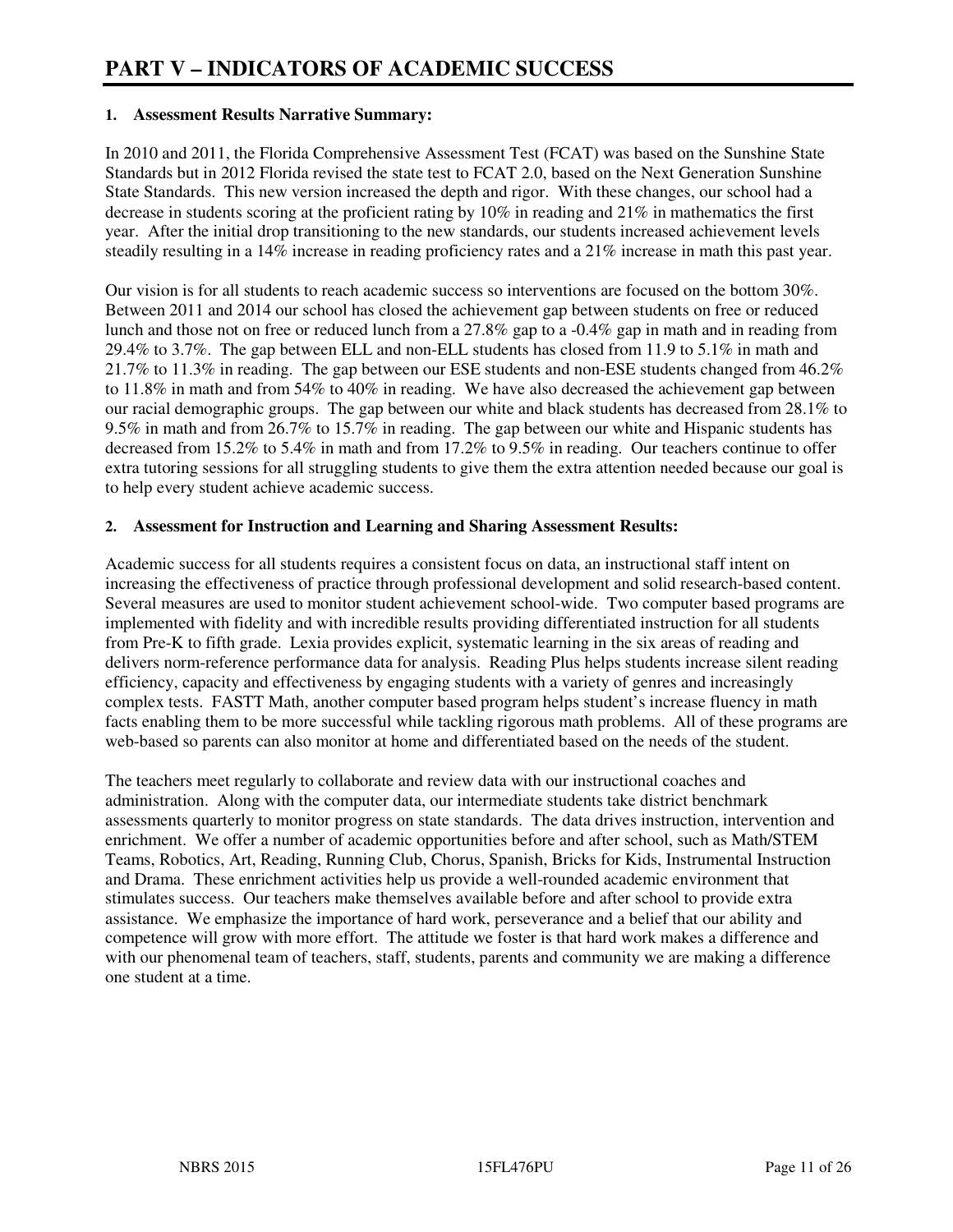# PART V – INDICATORS OF ACADEMIC SUCCESS

## 1. Assessment Results Narrative Summary:

In 2010 and 2011, the Florida Comprehensive Assessment Test (FCAT) was based on the Sunshine State Standards but in 2012 Florida revised the state test to FCAT 2.0, based on the Next Generation Sunshine State Standards. This new version increased the depth and rigor. With these changes, our school had a decrease in students scoring at the proficient rating by 10% in reading and 21% in mathematics the first year. After the initial drop transitioning to the new standards, our students increased achievement levels steadily resulting in a 14% increase in reading proficiency rates and a 21% increase in math this past year.

Our vision is for all students to reach academic success so interventions are focused on the bottom 30%. Between 2011 and 2014 our school has closed the achievement gap between students on free or reduced lunch and those not on free or reduced lunch from a 27.8% gap to a -0.4% gap in math and in reading from 29.4% to 3.7%. The gap between ELL and non-ELL students has closed from 11.9 to 5.1% in math and 21.7% to 11.3% in reading. The gap between our ESE students and non-ESE students changed from 46.2% to 11.8% in math and from 54% to 40% in reading. We have also decreased the achievement gap between our racial demographic groups. The gap between our white and black students has decreased from 28.1% to 9.5% in math and from 26.7% to 15.7% in reading. The gap between our white and Hispanic students has decreased from 15.2% to 5.4% in math and from 17.2% to 9.5% in reading. Our teachers continue to offer extra tutoring sessions for all struggling students to give them the extra attention needed because our goal is to help every student achieve academic success.

## 2. Assessment for Instruction and Learning and Sharing Assessment Results:

Academic success for all students requires a consistent focus on data, an instructional staff intent on increasing the effectiveness of practice through professional development and solid research-based content. Several measures are used to monitor student achievement school-wide. Two computer based programs are implemented with fidelity and with incredible results providing differentiated instruction for all students from Pre-K to fifth grade. Lexia provides explicit, systematic learning in the six areas of reading and delivers norm-reference performance data for analysis. Reading Plus helps students increase silent reading efficiency, capacity and effectiveness by engaging students with a variety of genres and increasingly complex tests. FASTT Math, another computer based program helps student's increase fluency in math facts enabling them to be more successful while tackling rigorous math problems. All of these programs are web-based so parents can also monitor at home and differentiated based on the needs of the student.

The teachers meet regularly to collaborate and review data with our instructional coaches and administration. Along with the computer data, our intermediate students take district benchmark assessments quarterly to monitor progress on state standards. The data drives instruction, intervention and enrichment. We offer a number of academic opportunities before and after school, such as Math/STEM Teams, Robotics, Art, Reading, Running Club, Chorus, Spanish, Bricks for Kids, Instrumental Instruction and Drama. These enrichment activities help us provide a well-rounded academic environment that stimulates success. Our teachers make themselves available before and after school to provide extra assistance. We emphasize the importance of hard work, perseverance and a belief that our ability and competence will grow with more effort. The attitude we foster is that hard work makes a difference and with our phenomenal team of teachers, staff, students, parents and community we are making a difference one student at a time.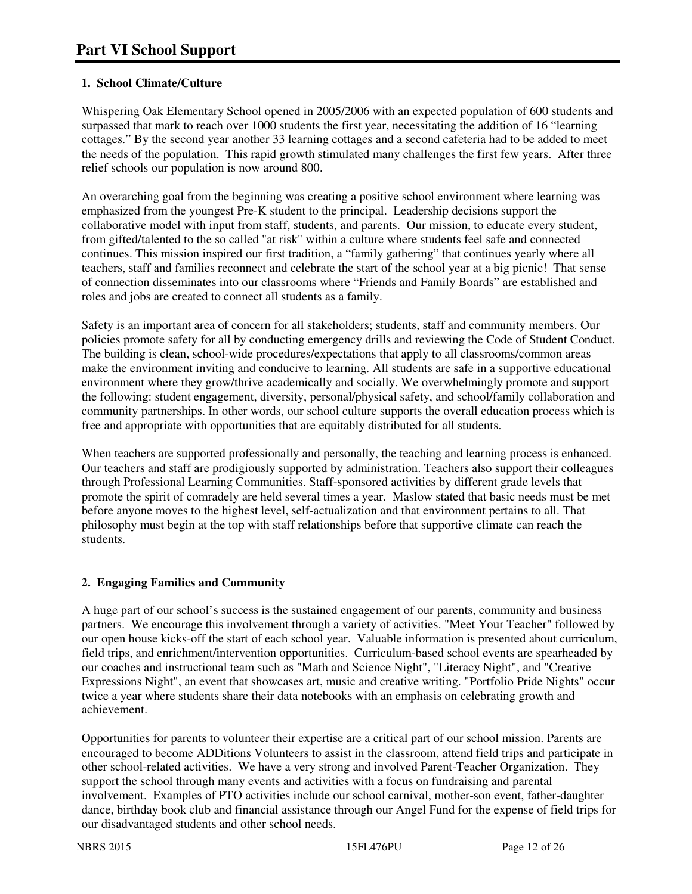# Part VI School Support

**1. School Climate/Culture**

Whispering Oak Elementary School opened in 2005/2006 with an expected population of 600 students and surpassed that mark to reach over 1000 students the first year, necessitating the addition of 16 "learning cottages." By the second year another 33 learning cottages and a second cafeteria had to be added to meet the needs of the population. This rapid growth stimulated many challenges the first few years. After three relief schools our population is now around 800.

An overarching goal from the beginning was creating a positive school environment where learning was emphasized from the youngest Pre-K student to the principal. Leadership decisions support the collaborative model with input from staff, students, and parents. Our mission, to educate every student, from gifted/talented to the so called "at risk" within a culture where students feel safe and connected continues. This mission inspired our first tradition, a "family gathering" that continues yearly where all teachers, staff and families reconnect and celebrate the start of the school year at a big picnic! That sense of connection disseminates into our classrooms where "Friends and Family Boards" are established and roles and jobs are created to connect all students as a family.

Safety is an important area of concern for all stakeholders; students, staff and community members. Our policies promote safety for all by conducting emergency drills and reviewing the Code of Student Conduct. The building is clean, school-wide procedures/expectations that apply to all classrooms/common areas make the environment inviting and conducive to learning. All students are safe in a supportive educational environment where they grow/thrive academically and socially. We overwhelmingly promote and support the following: student engagement, diversity, personal/physical safety, and school/family collaboration and community partnerships. In other words, our school culture supports the overall education process which is free and appropriate with opportunities that are equitably distributed for all students.

When teachers are supported professionally and personally, the teaching and learning process is enhanced. Our teachers and staff are prodigiously supported by administration. Teachers also support their colleagues through Professional Learning Communities. Staff-sponsored activities by different grade levels that promote the spirit of comradely are held several times a year. Maslow stated that basic needs must be met before anyone moves to the highest level, self-actualization and that environment pertains to all. That philosophy must begin at the top with staff relationships before that supportive climate can reach the students.

**2. Engaging Families and Community**

A huge part of our school's success is the sustained engagement of our parents, community and business partners. We encourage this involvement through a variety of activities. "Meet Your Teacher" followed by our open house kicks-off the start of each school year. Valuable information is presented about curriculum, field trips, and enrichment/intervention opportunities. Curriculum-based school events are spearheaded by our coaches and instructional team such as "Math and Science Night", "Literacy Night", and "Creative Expressions Night", an event that showcases art, music and creative writing. "Portfolio Pride Nights" occur twice a year where students share their data notebooks with an emphasis on celebrating growth and achievement.

Opportunities for parents to volunteer their expertise are a critical part of our school mission. Parents are encouraged to become ADDitions Volunteers to assist in the classroom, attend field trips and participate in other school-related activities. We have a very strong and involved Parent-Teacher Organization. They support the school through many events and activities with a focus on fundraising and parental involvement. Examples of PTO activities include our school carnival, mother-son event, father-daughter dance, birthday book club and financial assistance through our Angel Fund for the expense of field trips for our disadvantaged students and other school needs.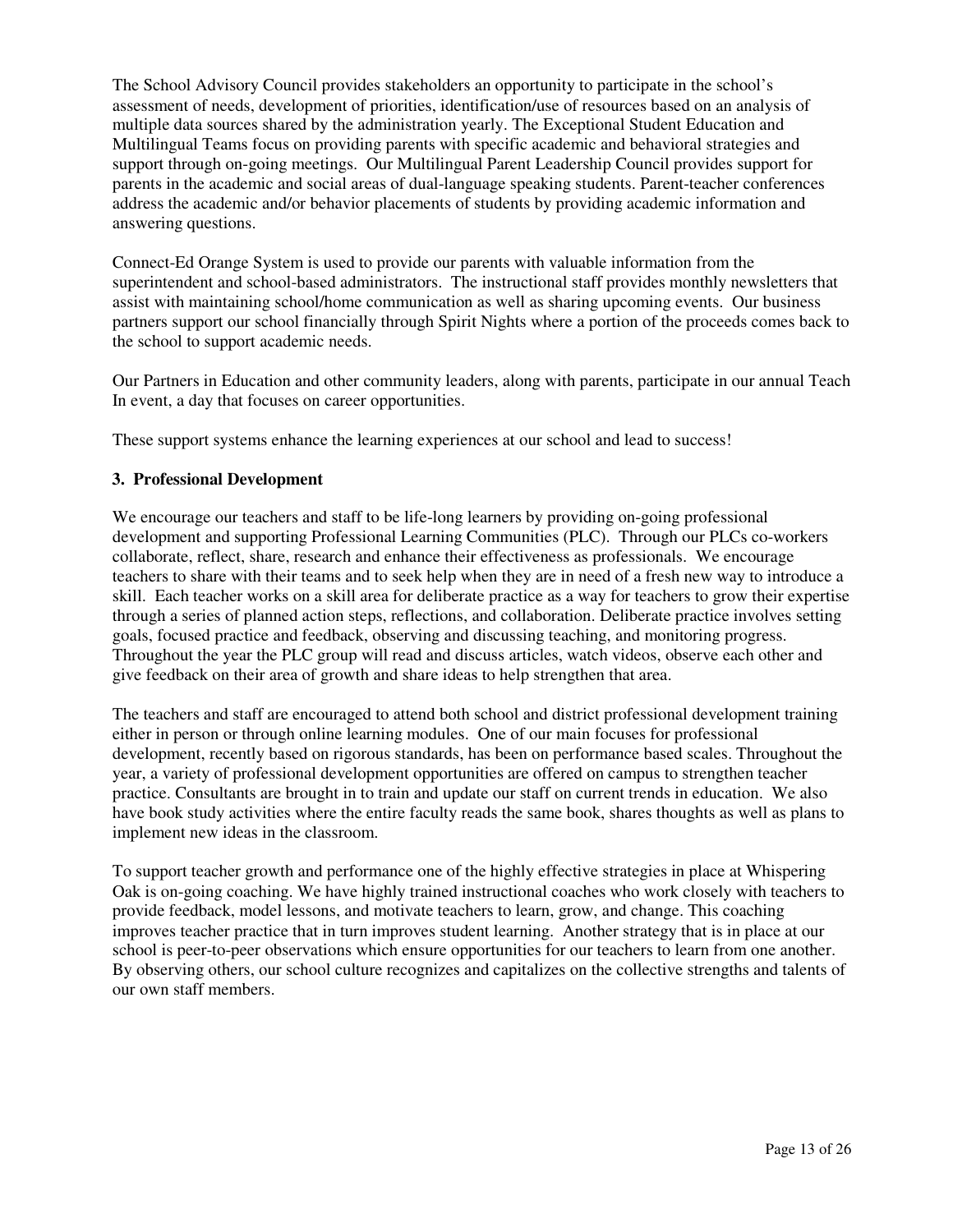The School Advisory Council provides stakeholders an opportunity to participate in the school's assessment of needs, development of priorities, identification/use of resources based on an analysis of multiple data sources shared by the administration yearly. The Exceptional Student Education and Multilingual Teams focus on providing parents with specific academic and behavioral strategies and support through on-going meetings. Our Multilingual Parent Leadership Council provides support for parents in the academic and social areas of dual-language speaking students. Parent-teacher conferences address the academic and/or behavior placements of students by providing academic information and answering questions.

Connect-Ed Orange System is used to provide our parents with valuable information from the superintendent and school-based administrators. The instructional staff provides monthly newsletters that assist with maintaining school/home communication as well as sharing upcoming events. Our business partners support our school financially through Spirit Nights where a portion of the proceeds comes back to the school to support academic needs.

Our Partners in Education and other community leaders, along with parents, participate in our annual Teach In event, a day that focuses on career opportunities.

These support systems enhance the learning experiences at our school and lead to success!

### 3. Professional Development

We encourage our teachers and staff to be life-long learners by providing on-going professional development and supporting Professional Learning Communities (PLC). Through our PLCs co-workers collaborate, reflect, share, research and enhance their effectiveness as professionals. We encourage teachers to share with their teams and to seek help when they are in need of a fresh new way to introduce a skill. Each teacher works on a skill area for deliberate practice as a way for teachers to grow their expertise through a series of planned action steps, reflections, and collaboration. Deliberate practice involves setting goals, focused practice and feedback, observing and discussing teaching, and monitoring progress. Throughout the year the PLC group will read and discuss articles, watch videos, observe each other and give feedback on their area of growth and share ideas to help strengthen that area.

The teachers and staff are encouraged to attend both school and district professional development training either in person or through online learning modules. One of our main focuses for professional development, recently based on rigorous standards, has been on performance based scales. Throughout the year, a variety of professional development opportunities are offered on campus to strengthen teacher practice. Consultants are brought in to train and update our staff on current trends in education. We also have book study activities where the entire faculty reads the same book, shares thoughts as well as plans to implement new ideas in the classroom.

To support teacher growth and performance one of the highly effective strategies in place at Whispering Oak is on-going coaching. We have highly trained instructional coaches who work closely with teachers to provide feedback, model lessons, and motivate teachers to learn, grow, and change. This coaching improves teacher practice that in turn improves student learning. Another strategy that is in place at our school is peer-to-peer observations which ensure opportunities for our teachers to learn from one another. By observing others, our school culture recognizes and capitalizes on the collective strengths and talents of our own staff members.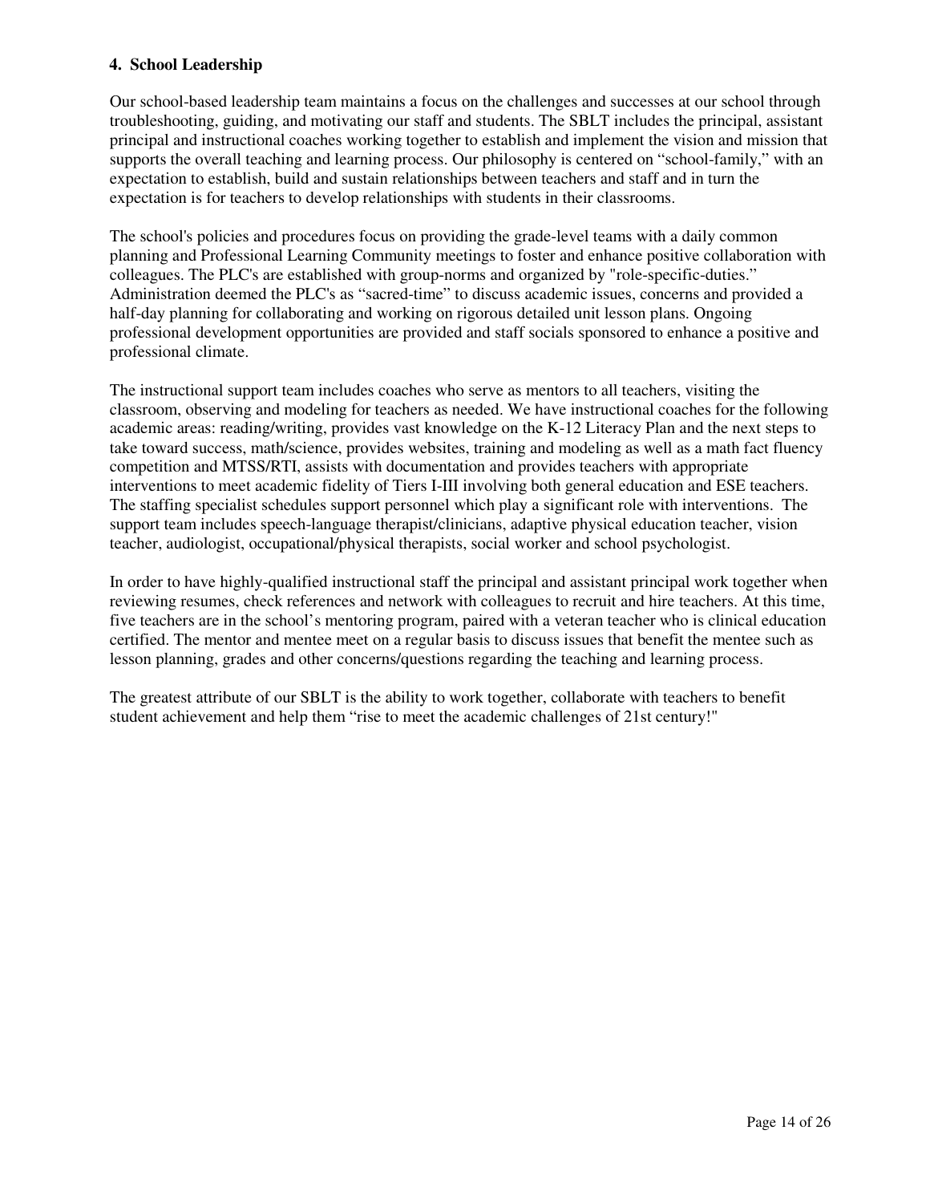**4. School Leadership**

Our school-based leadership team maintains a focus on the challenges and successes at our school through troubleshooting, guiding, and motivating our staff and students. The SBLT includes the principal, assistant principal and instructional coaches working together to establish and implement the vision and mission that supports the overall teaching and learning process. Our philosophy is centered on "school-family," with an expectation to establish, build and sustain relationships between teachers and staff and in turn the expectation is for teachers to develop relationships with students in their classrooms.

The school's policies and procedures focus on providing the grade-level teams with a daily common planning and Professional Learning Community meetings to foster and enhance positive collaboration with colleagues. The PLC's are established with group-norms and organized by "role-specific-duties." Administration deemed the PLC's as "sacred-time" to discuss academic issues, concerns and provided a half-day planning for collaborating and working on rigorous detailed unit lesson plans. Ongoing professional development opportunities are provided and staff socials sponsored to enhance a positive and professional climate.

The instructional support team includes coaches who serve as mentors to all teachers, visiting the classroom, observing and modeling for teachers as needed. We have instructional coaches for the following academic areas: reading/writing, provides vast knowledge on the K-12 Literacy Plan and the next steps to take toward success, math/science, provides websites, training and modeling as well as a math fact fluency competition and MTSS/RTI, assists with documentation and provides teachers with appropriate interventions to meet academic fidelity of Tiers I-III involving both general education and ESE teachers. The staffing specialist schedules support personnel which play a significant role with interventions. The support team includes speech-language therapist/clinicians, adaptive physical education teacher, vision teacher, audiologist, occupational/physical therapists, social worker and school psychologist.

In order to have highly-qualified instructional staff the principal and assistant principal work together when reviewing resumes, check references and network with colleagues to recruit and hire teachers. At this time, five teachers are in the school's mentoring program, paired with a veteran teacher who is clinical education certified. The mentor and mentee meet on a regular basis to discuss issues that benefit the mentee such as lesson planning, grades and other concerns/questions regarding the teaching and learning process.

The greatest attribute of our SBLT is the ability to work together, collaborate with teachers to benefit student achievement and help them "rise to meet the academic challenges of 21st century!"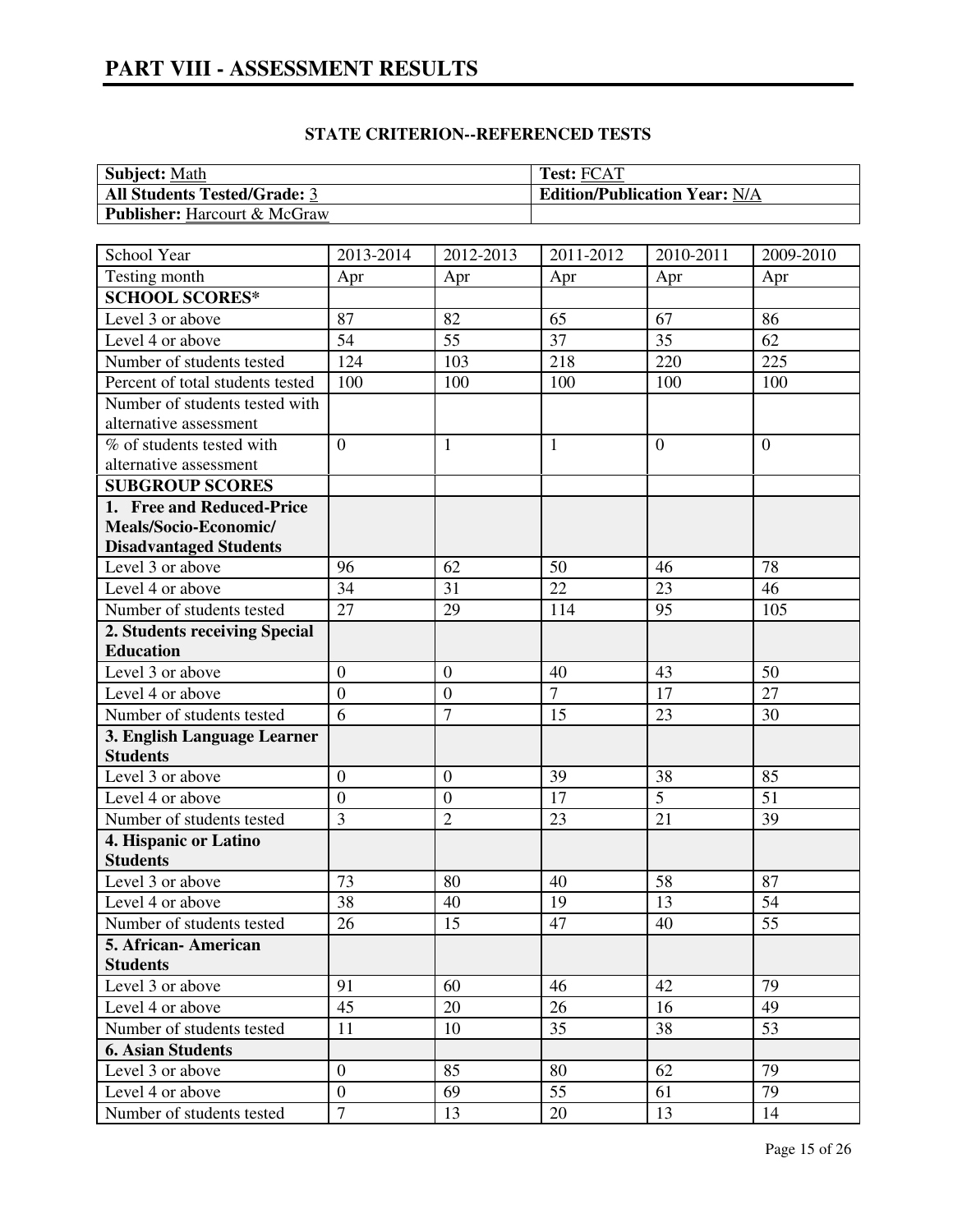## PART VIII - ASSESSMENT RESULTS

### STATE CRITERION--REFERENCED TESTS

| **Subject:** Math | **Test:** FCAT |
|---|---|
| **All Students Tested/Grade:** 3 | **Edition/Publication Year:** N/A |
| **Publisher:** Harcourt & McGraw | |

| School Year | 2013-2014 | 2012-2013 | 2011-2012 | 2010-2011 | 2009-2010 |
|---|---|---|---|---|---|
| Testing month | Apr | Apr | Apr | Apr | Apr |
| **SCHOOL SCORES*** | | | | | |
| Level 3 or above | 87 | 82 | 65 | 67 | 86 |
| Level 4 or above | 54 | 55 | 37 | 35 | 62 |
| Number of students tested | 124 | 103 | 218 | 220 | 225 |
| Percent of total students tested | 100 | 100 | 100 | 100 | 100 |
| Number of students tested with alternative assessment | | | | | |
| % of students tested with alternative assessment | 0 | 1 | 1 | 0 | 0 |
| **SUBGROUP SCORES** | | | | | |
| **1. Free and Reduced-Price Meals/Socio-Economic/ Disadvantaged Students** | | | | | |
| Level 3 or above | 96 | 62 | 50 | 46 | 78 |
| Level 4 or above | 34 | 31 | 22 | 23 | 46 |
| Number of students tested | 27 | 29 | 114 | 95 | 105 |
| **2. Students receiving Special Education** | | | | | |
| Level 3 or above | 0 | 0 | 40 | 43 | 50 |
| Level 4 or above | 0 | 0 | 7 | 17 | 27 |
| Number of students tested | 6 | 7 | 15 | 23 | 30 |
| **3. English Language Learner Students** | | | | | |
| Level 3 or above | 0 | 0 | 39 | 38 | 85 |
| Level 4 or above | 0 | 0 | 17 | 5 | 51 |
| Number of students tested | 3 | 2 | 23 | 21 | 39 |
| **4. Hispanic or Latino Students** | | | | | |
| Level 3 or above | 73 | 80 | 40 | 58 | 87 |
| Level 4 or above | 38 | 40 | 19 | 13 | 54 |
| Number of students tested | 26 | 15 | 47 | 40 | 55 |
| **5. African- American Students** | | | | | |
| Level 3 or above | 91 | 60 | 46 | 42 | 79 |
| Level 4 or above | 45 | 20 | 26 | 16 | 49 |
| Number of students tested | 11 | 10 | 35 | 38 | 53 |
| **6. Asian Students** | | | | | |
| Level 3 or above | 0 | 85 | 80 | 62 | 79 |
| Level 4 or above | 0 | 69 | 55 | 61 | 79 |
| Number of students tested | 7 | 13 | 20 | 13 | 14 |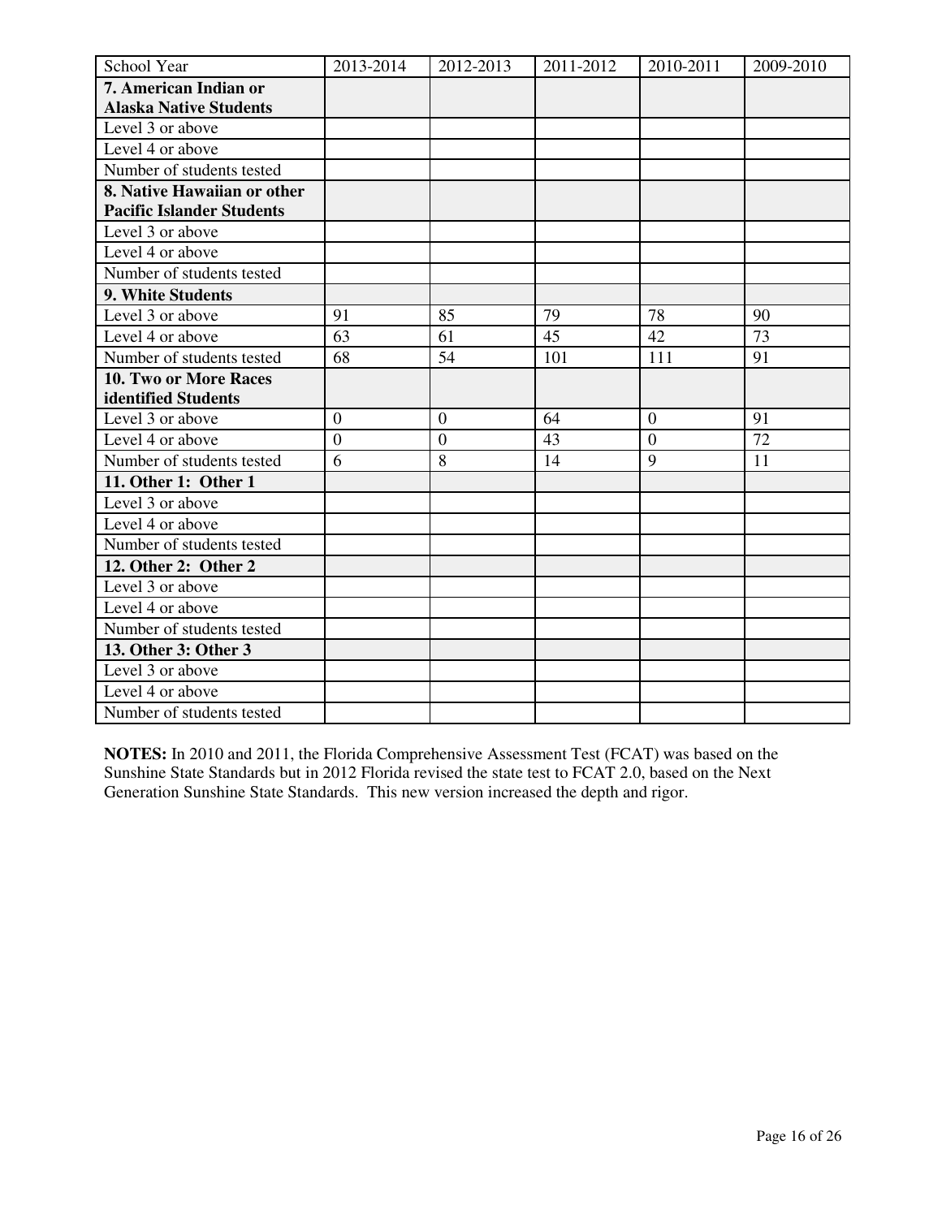| School Year | 2013-2014 | 2012-2013 | 2011-2012 | 2010-2011 | 2009-2010 |
|---|---|---|---|---|---|
| **7. American Indian or Alaska Native Students** | | | | | |
| Level 3 or above | | | | | |
| Level 4 or above | | | | | |
| Number of students tested | | | | | |
| **8. Native Hawaiian or other Pacific Islander Students** | | | | | |
| Level 3 or above | | | | | |
| Level 4 or above | | | | | |
| Number of students tested | | | | | |
| **9. White Students** | | | | | |
| Level 3 or above | 91 | 85 | 79 | 78 | 90 |
| Level 4 or above | 63 | 61 | 45 | 42 | 73 |
| Number of students tested | 68 | 54 | 101 | 111 | 91 |
| **10. Two or More Races identified Students** | | | | | |
| Level 3 or above | 0 | 0 | 64 | 0 | 91 |
| Level 4 or above | 0 | 0 | 43 | 0 | 72 |
| Number of students tested | 6 | 8 | 14 | 9 | 11 |
| **11. Other 1: Other 1** | | | | | |
| Level 3 or above | | | | | |
| Level 4 or above | | | | | |
| Number of students tested | | | | | |
| **12. Other 2: Other 2** | | | | | |
| Level 3 or above | | | | | |
| Level 4 or above | | | | | |
| Number of students tested | | | | | |
| **13. Other 3: Other 3** | | | | | |
| Level 3 or above | | | | | |
| Level 4 or above | | | | | |
| Number of students tested | | | | | |

**NOTES:** In 2010 and 2011, the Florida Comprehensive Assessment Test (FCAT) was based on the Sunshine State Standards but in 2012 Florida revised the state test to FCAT 2.0, based on the Next Generation Sunshine State Standards. This new version increased the depth and rigor.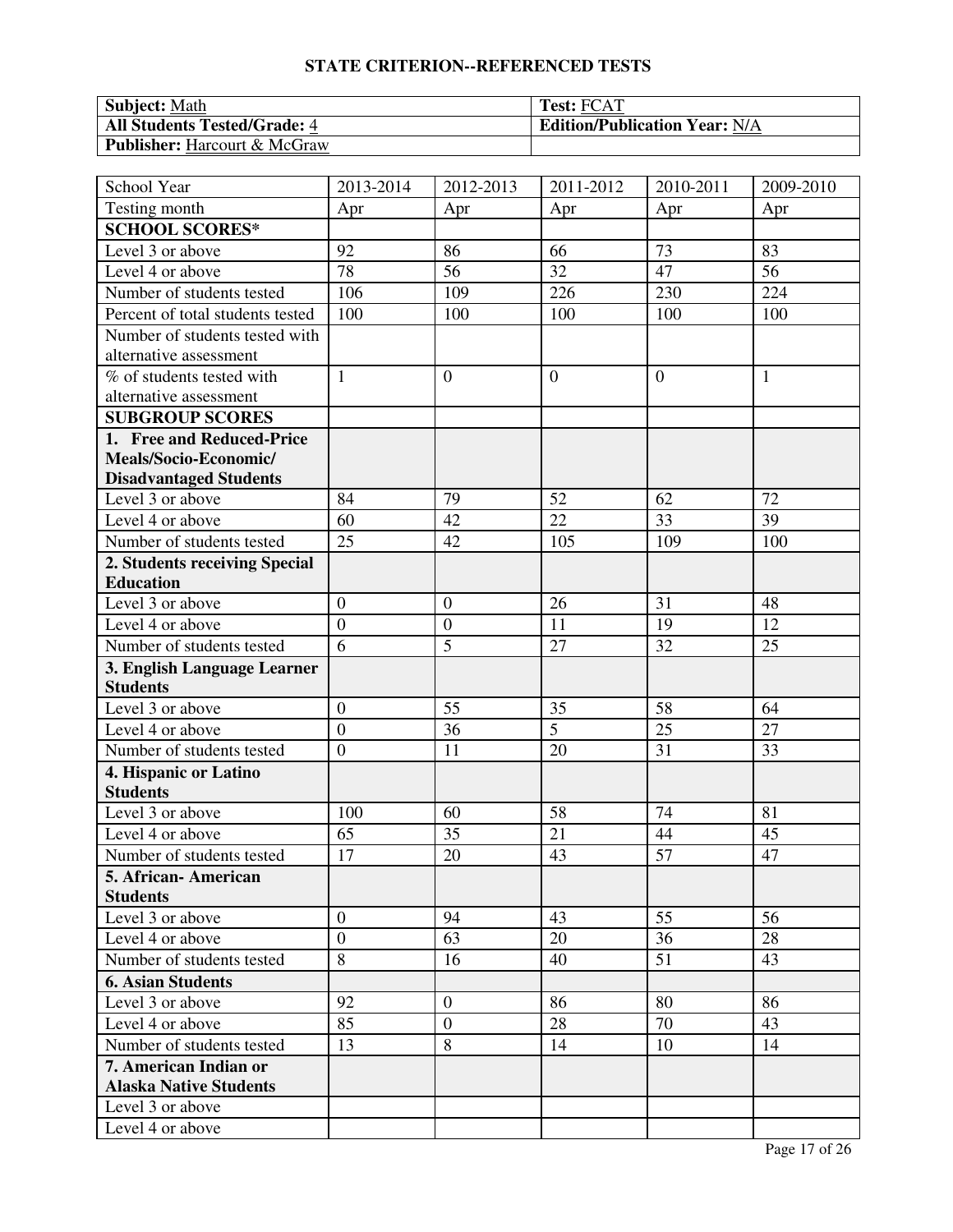## STATE CRITERION--REFERENCED TESTS

| **Subject:** Math | **Test:** FCAT |
|---|---|
| **All Students Tested/Grade:** 4 | **Edition/Publication Year:** N/A |
| **Publisher:** Harcourt & McGraw | |

| School Year | 2013-2014 | 2012-2013 | 2011-2012 | 2010-2011 | 2009-2010 |
|---|---|---|---|---|---|
| Testing month | Apr | Apr | Apr | Apr | Apr |
| **SCHOOL SCORES*** | | | | | |
| Level 3 or above | 92 | 86 | 66 | 73 | 83 |
| Level 4 or above | 78 | 56 | 32 | 47 | 56 |
| Number of students tested | 106 | 109 | 226 | 230 | 224 |
| Percent of total students tested | 100 | 100 | 100 | 100 | 100 |
| Number of students tested with alternative assessment | | | | | |
| % of students tested with alternative assessment | 1 | 0 | 0 | 0 | 1 |
| **SUBGROUP SCORES** | | | | | |
| **1. Free and Reduced-Price Meals/Socio-Economic/ Disadvantaged Students** | | | | | |
| Level 3 or above | 84 | 79 | 52 | 62 | 72 |
| Level 4 or above | 60 | 42 | 22 | 33 | 39 |
| Number of students tested | 25 | 42 | 105 | 109 | 100 |
| **2. Students receiving Special Education** | | | | | |
| Level 3 or above | 0 | 0 | 26 | 31 | 48 |
| Level 4 or above | 0 | 0 | 11 | 19 | 12 |
| Number of students tested | 6 | 5 | 27 | 32 | 25 |
| **3. English Language Learner Students** | | | | | |
| Level 3 or above | 0 | 55 | 35 | 58 | 64 |
| Level 4 or above | 0 | 36 | 5 | 25 | 27 |
| Number of students tested | 0 | 11 | 20 | 31 | 33 |
| **4. Hispanic or Latino Students** | | | | | |
| Level 3 or above | 100 | 60 | 58 | 74 | 81 |
| Level 4 or above | 65 | 35 | 21 | 44 | 45 |
| Number of students tested | 17 | 20 | 43 | 57 | 47 |
| **5. African- American Students** | | | | | |
| Level 3 or above | 0 | 94 | 43 | 55 | 56 |
| Level 4 or above | 0 | 63 | 20 | 36 | 28 |
| Number of students tested | 8 | 16 | 40 | 51 | 43 |
| **6. Asian Students** | | | | | |
| Level 3 or above | 92 | 0 | 86 | 80 | 86 |
| Level 4 or above | 85 | 0 | 28 | 70 | 43 |
| Number of students tested | 13 | 8 | 14 | 10 | 14 |
| **7. American Indian or Alaska Native Students** | | | | | |
| Level 3 or above | | | | | |
| Level 4 or above | | | | | |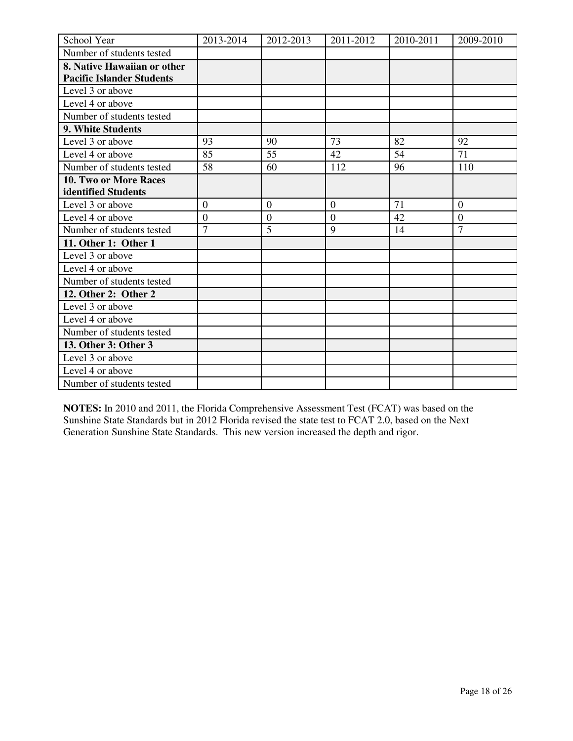| School Year | 2013-2014 | 2012-2013 | 2011-2012 | 2010-2011 | 2009-2010 |
|---|---|---|---|---|---|
| Number of students tested | | | | | |
| **8. Native Hawaiian or other Pacific Islander Students** | | | | | |
| Level 3 or above | | | | | |
| Level 4 or above | | | | | |
| Number of students tested | | | | | |
| **9. White Students** | | | | | |
| Level 3 or above | 93 | 90 | 73 | 82 | 92 |
| Level 4 or above | 85 | 55 | 42 | 54 | 71 |
| Number of students tested | 58 | 60 | 112 | 96 | 110 |
| **10. Two or More Races identified Students** | | | | | |
| Level 3 or above | 0 | 0 | 0 | 71 | 0 |
| Level 4 or above | 0 | 0 | 0 | 42 | 0 |
| Number of students tested | 7 | 5 | 9 | 14 | 7 |
| **11. Other 1: Other 1** | | | | | |
| Level 3 or above | | | | | |
| Level 4 or above | | | | | |
| Number of students tested | | | | | |
| **12. Other 2: Other 2** | | | | | |
| Level 3 or above | | | | | |
| Level 4 or above | | | | | |
| Number of students tested | | | | | |
| **13. Other 3: Other 3** | | | | | |
| Level 3 or above | | | | | |
| Level 4 or above | | | | | |
| Number of students tested | | | | | |

**NOTES:** In 2010 and 2011, the Florida Comprehensive Assessment Test (FCAT) was based on the Sunshine State Standards but in 2012 Florida revised the state test to FCAT 2.0, based on the Next Generation Sunshine State Standards. This new version increased the depth and rigor.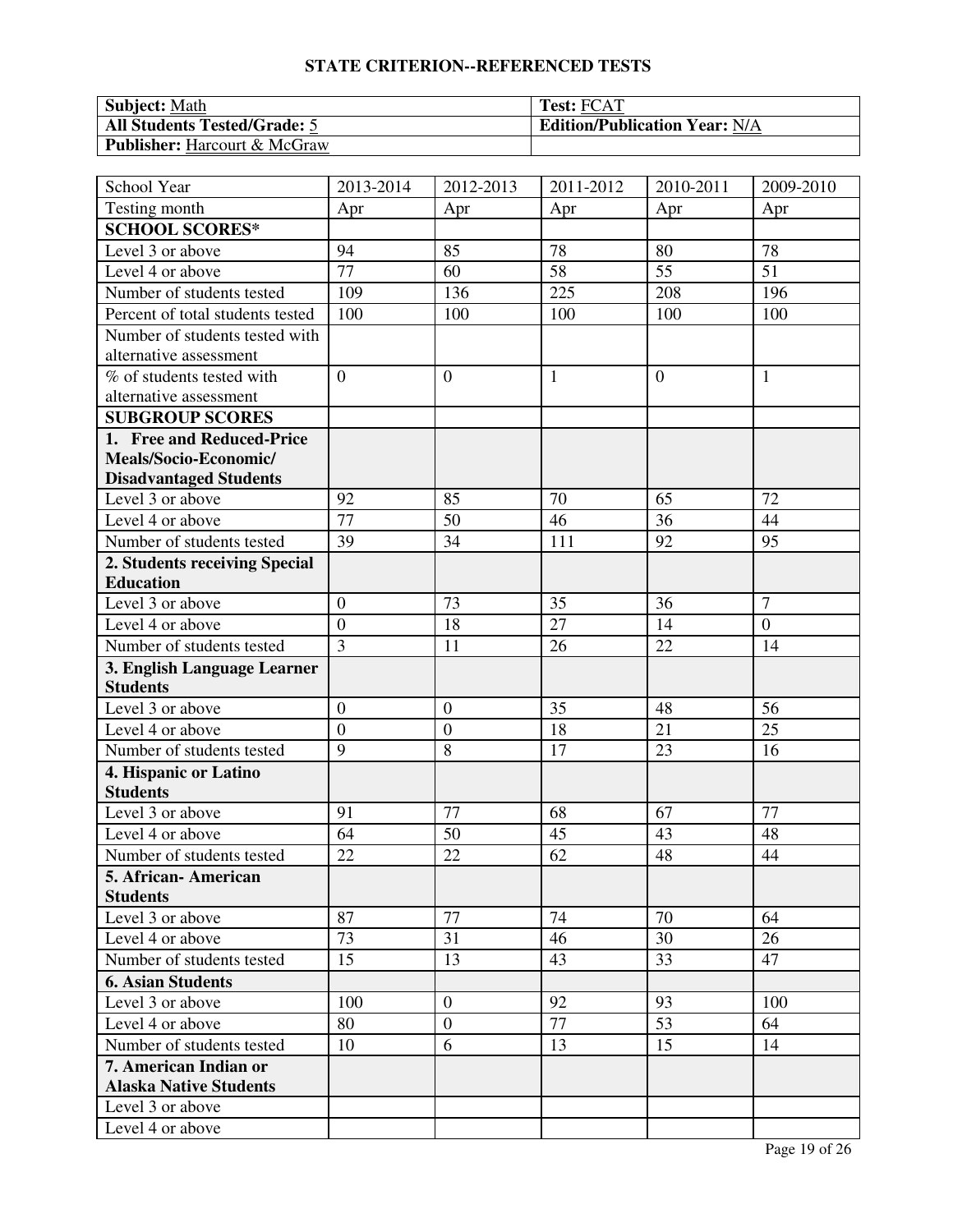## STATE CRITERION--REFERENCED TESTS

| **Subject:** Math | **Test:** FCAT |
|---|---|
| **All Students Tested/Grade:** 5 | **Edition/Publication Year:** N/A |
| **Publisher:** Harcourt & McGraw | |

| School Year | 2013-2014 | 2012-2013 | 2011-2012 | 2010-2011 | 2009-2010 |
|---|---|---|---|---|---|
| Testing month | Apr | Apr | Apr | Apr | Apr |
| **SCHOOL SCORES*** | | | | | |
| Level 3 or above | 94 | 85 | 78 | 80 | 78 |
| Level 4 or above | 77 | 60 | 58 | 55 | 51 |
| Number of students tested | 109 | 136 | 225 | 208 | 196 |
| Percent of total students tested | 100 | 100 | 100 | 100 | 100 |
| Number of students tested with alternative assessment | | | | | |
| % of students tested with alternative assessment | 0 | 0 | 1 | 0 | 1 |
| **SUBGROUP SCORES** | | | | | |
| **1. Free and Reduced-Price Meals/Socio-Economic/ Disadvantaged Students** | | | | | |
| Level 3 or above | 92 | 85 | 70 | 65 | 72 |
| Level 4 or above | 77 | 50 | 46 | 36 | 44 |
| Number of students tested | 39 | 34 | 111 | 92 | 95 |
| **2. Students receiving Special Education** | | | | | |
| Level 3 or above | 0 | 73 | 35 | 36 | 7 |
| Level 4 or above | 0 | 18 | 27 | 14 | 0 |
| Number of students tested | 3 | 11 | 26 | 22 | 14 |
| **3. English Language Learner Students** | | | | | |
| Level 3 or above | 0 | 0 | 35 | 48 | 56 |
| Level 4 or above | 0 | 0 | 18 | 21 | 25 |
| Number of students tested | 9 | 8 | 17 | 23 | 16 |
| **4. Hispanic or Latino Students** | | | | | |
| Level 3 or above | 91 | 77 | 68 | 67 | 77 |
| Level 4 or above | 64 | 50 | 45 | 43 | 48 |
| Number of students tested | 22 | 22 | 62 | 48 | 44 |
| **5. African- American Students** | | | | | |
| Level 3 or above | 87 | 77 | 74 | 70 | 64 |
| Level 4 or above | 73 | 31 | 46 | 30 | 26 |
| Number of students tested | 15 | 13 | 43 | 33 | 47 |
| **6. Asian Students** | | | | | |
| Level 3 or above | 100 | 0 | 92 | 93 | 100 |
| Level 4 or above | 80 | 0 | 77 | 53 | 64 |
| Number of students tested | 10 | 6 | 13 | 15 | 14 |
| **7. American Indian or Alaska Native Students** | | | | | |
| Level 3 or above | | | | | |
| Level 4 or above | | | | | |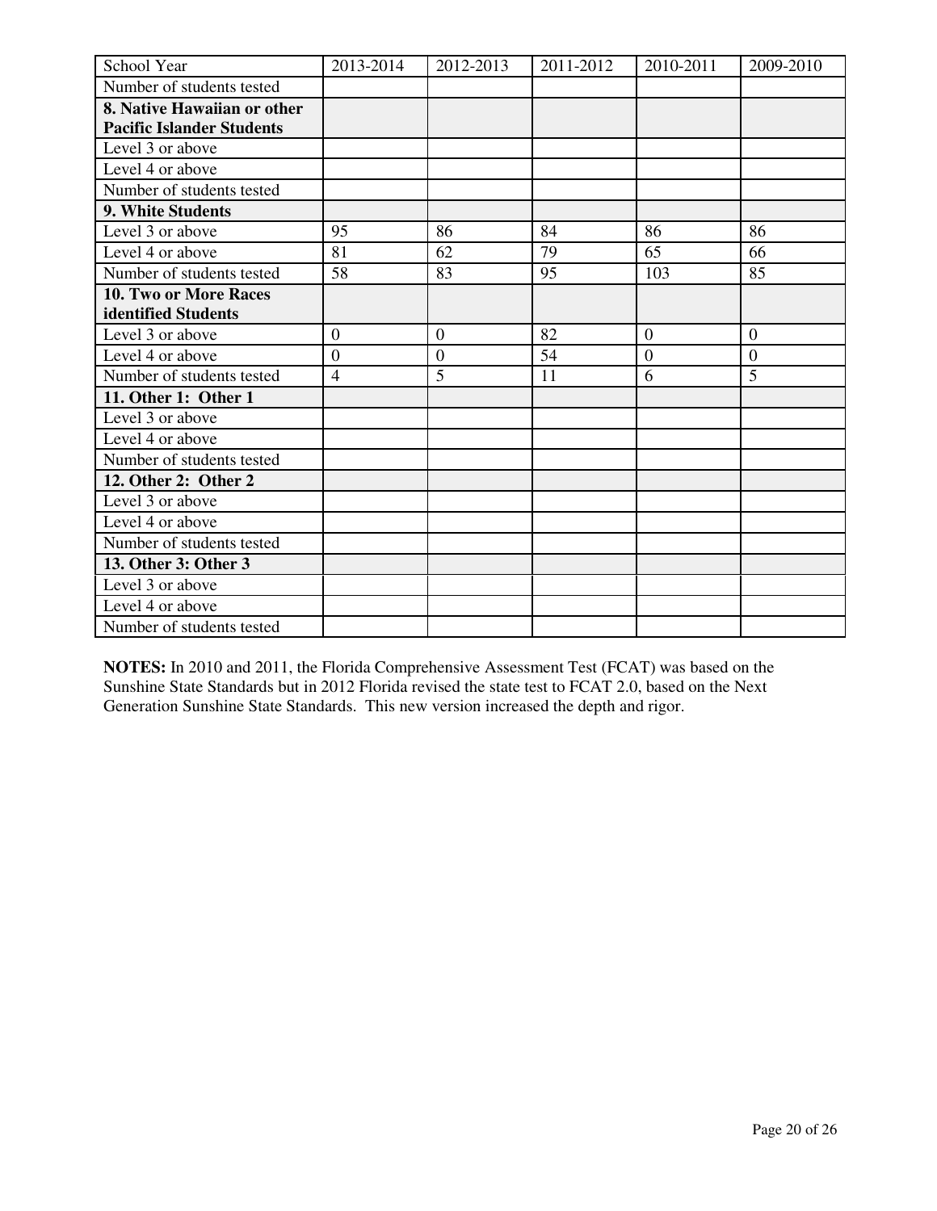| School Year | 2013-2014 | 2012-2013 | 2011-2012 | 2010-2011 | 2009-2010 |
|---|---|---|---|---|---|
| Number of students tested | | | | | |
| **8. Native Hawaiian or other Pacific Islander Students** | | | | | |
| Level 3 or above | | | | | |
| Level 4 or above | | | | | |
| Number of students tested | | | | | |
| **9. White Students** | | | | | |
| Level 3 or above | 95 | 86 | 84 | 86 | 86 |
| Level 4 or above | 81 | 62 | 79 | 65 | 66 |
| Number of students tested | 58 | 83 | 95 | 103 | 85 |
| **10. Two or More Races identified Students** | | | | | |
| Level 3 or above | 0 | 0 | 82 | 0 | 0 |
| Level 4 or above | 0 | 0 | 54 | 0 | 0 |
| Number of students tested | 4 | 5 | 11 | 6 | 5 |
| **11. Other 1: Other 1** | | | | | |
| Level 3 or above | | | | | |
| Level 4 or above | | | | | |
| Number of students tested | | | | | |
| **12. Other 2: Other 2** | | | | | |
| Level 3 or above | | | | | |
| Level 4 or above | | | | | |
| Number of students tested | | | | | |
| **13. Other 3: Other 3** | | | | | |
| Level 3 or above | | | | | |
| Level 4 or above | | | | | |
| Number of students tested | | | | | |

**NOTES:** In 2010 and 2011, the Florida Comprehensive Assessment Test (FCAT) was based on the Sunshine State Standards but in 2012 Florida revised the state test to FCAT 2.0, based on the Next Generation Sunshine State Standards. This new version increased the depth and rigor.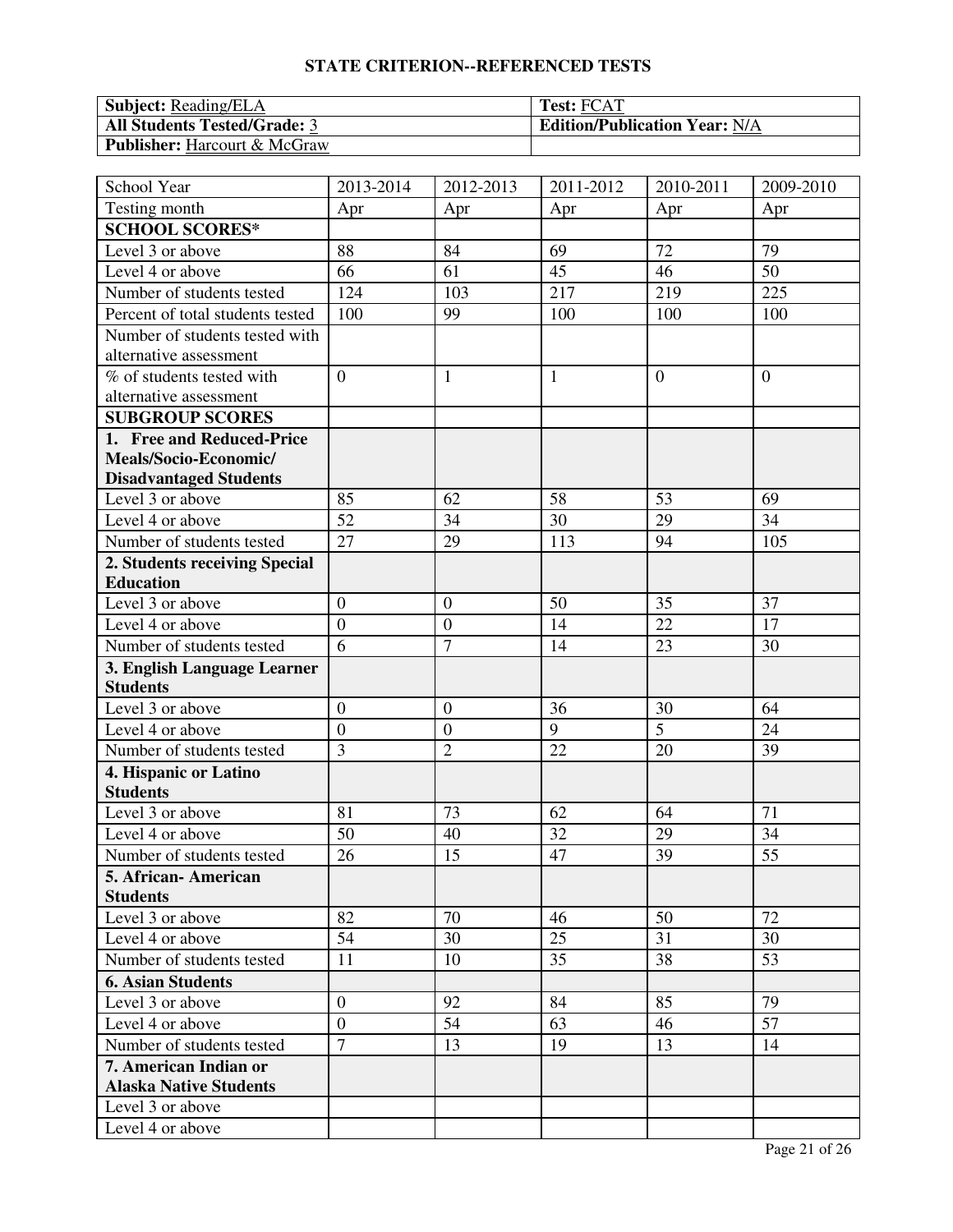## STATE CRITERION--REFERENCED TESTS

| **Subject:** Reading/ELA | **Test:** FCAT |
|---|---|
| **All Students Tested/Grade:** 3 | **Edition/Publication Year:** N/A |
| **Publisher:** Harcourt & McGraw | |

| School Year | 2013-2014 | 2012-2013 | 2011-2012 | 2010-2011 | 2009-2010 |
|---|---|---|---|---|---|
| Testing month | Apr | Apr | Apr | Apr | Apr |
| **SCHOOL SCORES*** | | | | | |
| Level 3 or above | 88 | 84 | 69 | 72 | 79 |
| Level 4 or above | 66 | 61 | 45 | 46 | 50 |
| Number of students tested | 124 | 103 | 217 | 219 | 225 |
| Percent of total students tested | 100 | 99 | 100 | 100 | 100 |
| Number of students tested with alternative assessment | | | | | |
| % of students tested with alternative assessment | 0 | 1 | 1 | 0 | 0 |
| **SUBGROUP SCORES** | | | | | |
| **1. Free and Reduced-Price Meals/Socio-Economic/ Disadvantaged Students** | | | | | |
| Level 3 or above | 85 | 62 | 58 | 53 | 69 |
| Level 4 or above | 52 | 34 | 30 | 29 | 34 |
| Number of students tested | 27 | 29 | 113 | 94 | 105 |
| **2. Students receiving Special Education** | | | | | |
| Level 3 or above | 0 | 0 | 50 | 35 | 37 |
| Level 4 or above | 0 | 0 | 14 | 22 | 17 |
| Number of students tested | 6 | 7 | 14 | 23 | 30 |
| **3. English Language Learner Students** | | | | | |
| Level 3 or above | 0 | 0 | 36 | 30 | 64 |
| Level 4 or above | 0 | 0 | 9 | 5 | 24 |
| Number of students tested | 3 | 2 | 22 | 20 | 39 |
| **4. Hispanic or Latino Students** | | | | | |
| Level 3 or above | 81 | 73 | 62 | 64 | 71 |
| Level 4 or above | 50 | 40 | 32 | 29 | 34 |
| Number of students tested | 26 | 15 | 47 | 39 | 55 |
| **5. African- American Students** | | | | | |
| Level 3 or above | 82 | 70 | 46 | 50 | 72 |
| Level 4 or above | 54 | 30 | 25 | 31 | 30 |
| Number of students tested | 11 | 10 | 35 | 38 | 53 |
| **6. Asian Students** | | | | | |
| Level 3 or above | 0 | 92 | 84 | 85 | 79 |
| Level 4 or above | 0 | 54 | 63 | 46 | 57 |
| Number of students tested | 7 | 13 | 19 | 13 | 14 |
| **7. American Indian or Alaska Native Students** | | | | | |
| Level 3 or above | | | | | |
| Level 4 or above | | | | | |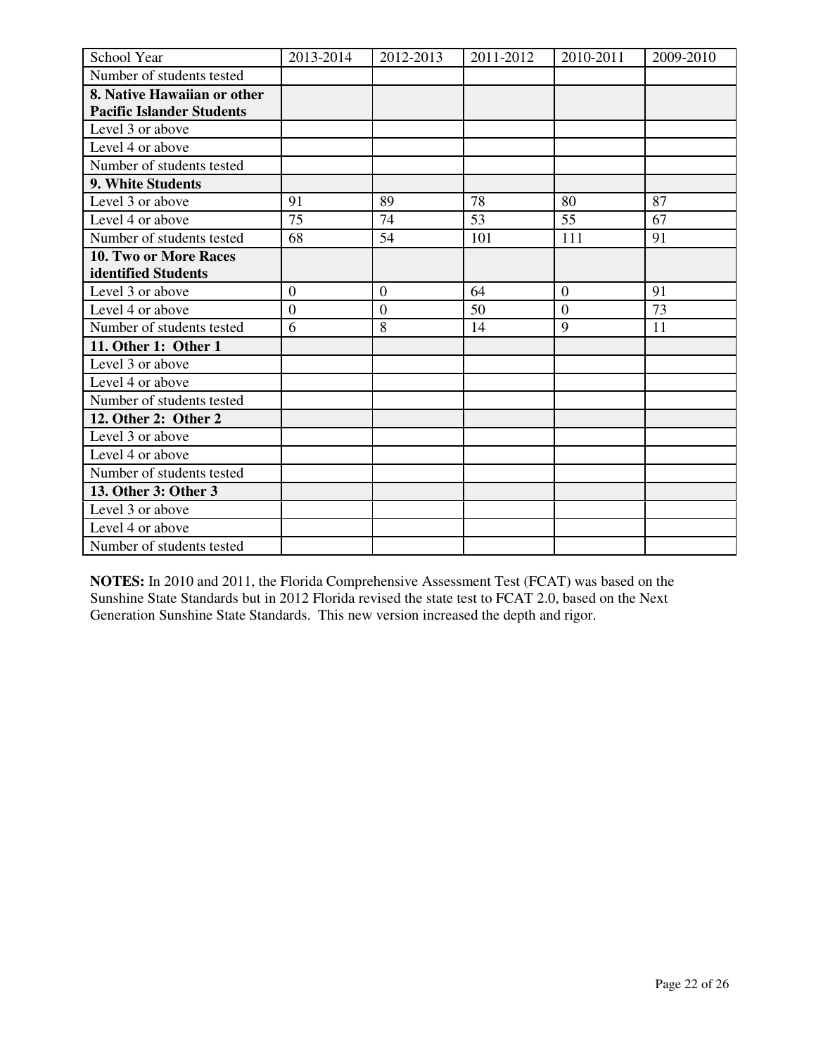| School Year | 2013-2014 | 2012-2013 | 2011-2012 | 2010-2011 | 2009-2010 |
|---|---|---|---|---|---|
| Number of students tested | | | | | |
| **8. Native Hawaiian or other Pacific Islander Students** | | | | | |
| Level 3 or above | | | | | |
| Level 4 or above | | | | | |
| Number of students tested | | | | | |
| **9. White Students** | | | | | |
| Level 3 or above | 91 | 89 | 78 | 80 | 87 |
| Level 4 or above | 75 | 74 | 53 | 55 | 67 |
| Number of students tested | 68 | 54 | 101 | 111 | 91 |
| **10. Two or More Races identified Students** | | | | | |
| Level 3 or above | 0 | 0 | 64 | 0 | 91 |
| Level 4 or above | 0 | 0 | 50 | 0 | 73 |
| Number of students tested | 6 | 8 | 14 | 9 | 11 |
| **11. Other 1: Other 1** | | | | | |
| Level 3 or above | | | | | |
| Level 4 or above | | | | | |
| Number of students tested | | | | | |
| **12. Other 2: Other 2** | | | | | |
| Level 3 or above | | | | | |
| Level 4 or above | | | | | |
| Number of students tested | | | | | |
| **13. Other 3: Other 3** | | | | | |
| Level 3 or above | | | | | |
| Level 4 or above | | | | | |
| Number of students tested | | | | | |

**NOTES:** In 2010 and 2011, the Florida Comprehensive Assessment Test (FCAT) was based on the Sunshine State Standards but in 2012 Florida revised the state test to FCAT 2.0, based on the Next Generation Sunshine State Standards. This new version increased the depth and rigor.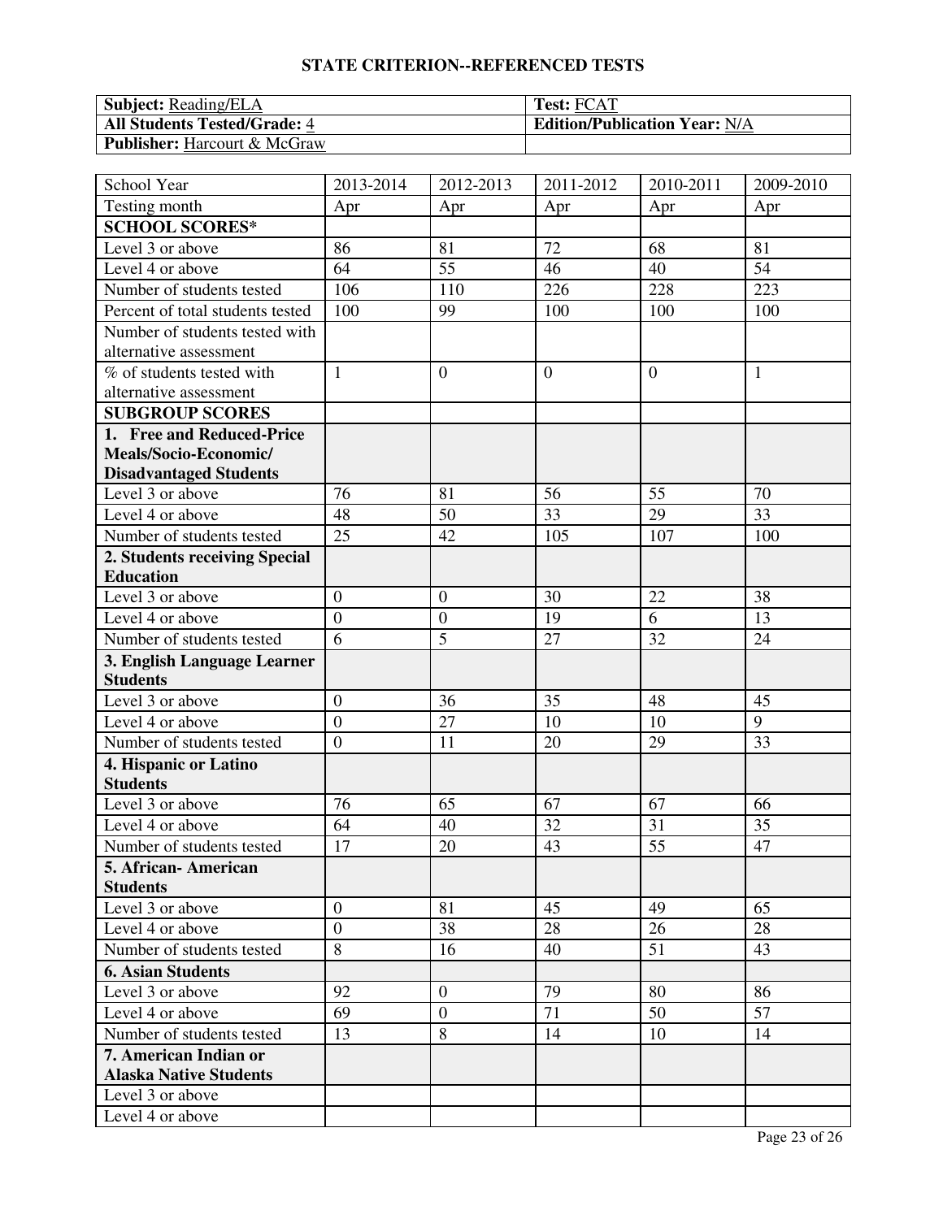## STATE CRITERION--REFERENCED TESTS

| **Subject:** Reading/ELA | **Test:** FCAT |
|---|---|
| **All Students Tested/Grade:** 4 | **Edition/Publication Year:** N/A |
| **Publisher:** Harcourt & McGraw | |

| School Year | 2013-2014 | 2012-2013 | 2011-2012 | 2010-2011 | 2009-2010 |
|---|---|---|---|---|---|
| Testing month | Apr | Apr | Apr | Apr | Apr |
| **SCHOOL SCORES*** | | | | | |
| Level 3 or above | 86 | 81 | 72 | 68 | 81 |
| Level 4 or above | 64 | 55 | 46 | 40 | 54 |
| Number of students tested | 106 | 110 | 226 | 228 | 223 |
| Percent of total students tested | 100 | 99 | 100 | 100 | 100 |
| Number of students tested with alternative assessment | | | | | |
| % of students tested with alternative assessment | 1 | 0 | 0 | 0 | 1 |
| **SUBGROUP SCORES** | | | | | |
| **1. Free and Reduced-Price Meals/Socio-Economic/ Disadvantaged Students** | | | | | |
| Level 3 or above | 76 | 81 | 56 | 55 | 70 |
| Level 4 or above | 48 | 50 | 33 | 29 | 33 |
| Number of students tested | 25 | 42 | 105 | 107 | 100 |
| **2. Students receiving Special Education** | | | | | |
| Level 3 or above | 0 | 0 | 30 | 22 | 38 |
| Level 4 or above | 0 | 0 | 19 | 6 | 13 |
| Number of students tested | 6 | 5 | 27 | 32 | 24 |
| **3. English Language Learner Students** | | | | | |
| Level 3 or above | 0 | 36 | 35 | 48 | 45 |
| Level 4 or above | 0 | 27 | 10 | 10 | 9 |
| Number of students tested | 0 | 11 | 20 | 29 | 33 |
| **4. Hispanic or Latino Students** | | | | | |
| Level 3 or above | 76 | 65 | 67 | 67 | 66 |
| Level 4 or above | 64 | 40 | 32 | 31 | 35 |
| Number of students tested | 17 | 20 | 43 | 55 | 47 |
| **5. African- American Students** | | | | | |
| Level 3 or above | 0 | 81 | 45 | 49 | 65 |
| Level 4 or above | 0 | 38 | 28 | 26 | 28 |
| Number of students tested | 8 | 16 | 40 | 51 | 43 |
| **6. Asian Students** | | | | | |
| Level 3 or above | 92 | 0 | 79 | 80 | 86 |
| Level 4 or above | 69 | 0 | 71 | 50 | 57 |
| Number of students tested | 13 | 8 | 14 | 10 | 14 |
| **7. American Indian or Alaska Native Students** | | | | | |
| Level 3 or above | | | | | |
| Level 4 or above | | | | | |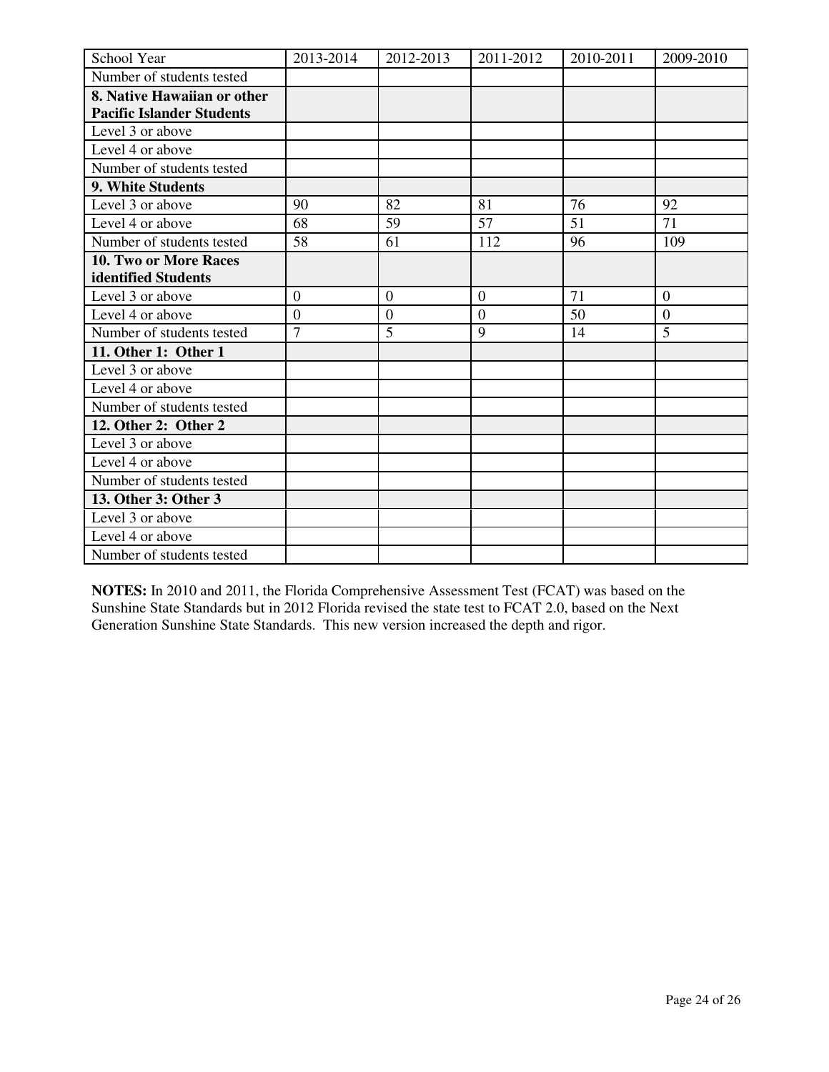| School Year | 2013-2014 | 2012-2013 | 2011-2012 | 2010-2011 | 2009-2010 |
|---|---|---|---|---|---|
| Number of students tested | | | | | |
| **8. Native Hawaiian or other Pacific Islander Students** | | | | | |
| Level 3 or above | | | | | |
| Level 4 or above | | | | | |
| Number of students tested | | | | | |
| **9. White Students** | | | | | |
| Level 3 or above | 90 | 82 | 81 | 76 | 92 |
| Level 4 or above | 68 | 59 | 57 | 51 | 71 |
| Number of students tested | 58 | 61 | 112 | 96 | 109 |
| **10. Two or More Races identified Students** | | | | | |
| Level 3 or above | 0 | 0 | 0 | 71 | 0 |
| Level 4 or above | 0 | 0 | 0 | 50 | 0 |
| Number of students tested | 7 | 5 | 9 | 14 | 5 |
| **11. Other 1: Other 1** | | | | | |
| Level 3 or above | | | | | |
| Level 4 or above | | | | | |
| Number of students tested | | | | | |
| **12. Other 2: Other 2** | | | | | |
| Level 3 or above | | | | | |
| Level 4 or above | | | | | |
| Number of students tested | | | | | |
| **13. Other 3: Other 3** | | | | | |
| Level 3 or above | | | | | |
| Level 4 or above | | | | | |
| Number of students tested | | | | | |

**NOTES:** In 2010 and 2011, the Florida Comprehensive Assessment Test (FCAT) was based on the Sunshine State Standards but in 2012 Florida revised the state test to FCAT 2.0, based on the Next Generation Sunshine State Standards. This new version increased the depth and rigor.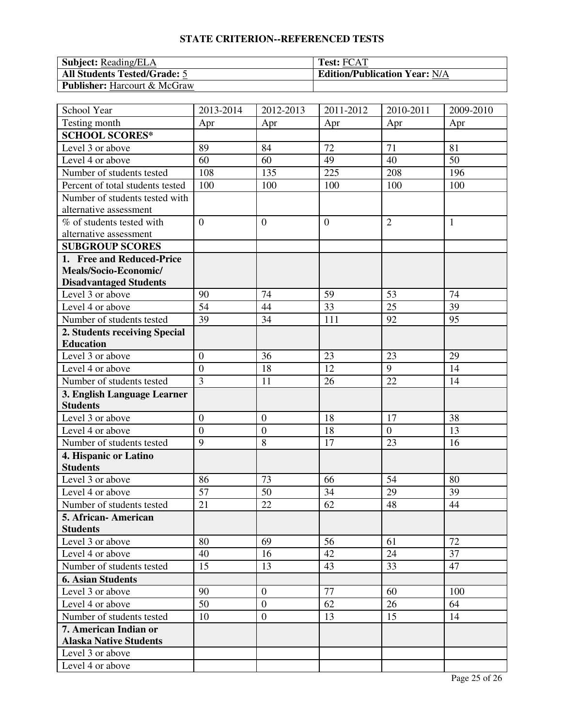## STATE CRITERION--REFERENCED TESTS

| **Subject:** Reading/ELA | **Test:** FCAT |
|---|---|
| **All Students Tested/Grade:** 5 | **Edition/Publication Year:** N/A |
| **Publisher:** Harcourt & McGraw | |

| School Year | 2013-2014 | 2012-2013 | 2011-2012 | 2010-2011 | 2009-2010 |
|---|---|---|---|---|---|
| Testing month | Apr | Apr | Apr | Apr | Apr |
| **SCHOOL SCORES*** | | | | | |
| Level 3 or above | 89 | 84 | 72 | 71 | 81 |
| Level 4 or above | 60 | 60 | 49 | 40 | 50 |
| Number of students tested | 108 | 135 | 225 | 208 | 196 |
| Percent of total students tested | 100 | 100 | 100 | 100 | 100 |
| Number of students tested with alternative assessment | | | | | |
| % of students tested with alternative assessment | 0 | 0 | 0 | 2 | 1 |
| **SUBGROUP SCORES** | | | | | |
| **1. Free and Reduced-Price Meals/Socio-Economic/ Disadvantaged Students** | | | | | |
| Level 3 or above | 90 | 74 | 59 | 53 | 74 |
| Level 4 or above | 54 | 44 | 33 | 25 | 39 |
| Number of students tested | 39 | 34 | 111 | 92 | 95 |
| **2. Students receiving Special Education** | | | | | |
| Level 3 or above | 0 | 36 | 23 | 23 | 29 |
| Level 4 or above | 0 | 18 | 12 | 9 | 14 |
| Number of students tested | 3 | 11 | 26 | 22 | 14 |
| **3. English Language Learner Students** | | | | | |
| Level 3 or above | 0 | 0 | 18 | 17 | 38 |
| Level 4 or above | 0 | 0 | 18 | 0 | 13 |
| Number of students tested | 9 | 8 | 17 | 23 | 16 |
| **4. Hispanic or Latino Students** | | | | | |
| Level 3 or above | 86 | 73 | 66 | 54 | 80 |
| Level 4 or above | 57 | 50 | 34 | 29 | 39 |
| Number of students tested | 21 | 22 | 62 | 48 | 44 |
| **5. African- American Students** | | | | | |
| Level 3 or above | 80 | 69 | 56 | 61 | 72 |
| Level 4 or above | 40 | 16 | 42 | 24 | 37 |
| Number of students tested | 15 | 13 | 43 | 33 | 47 |
| **6. Asian Students** | | | | | |
| Level 3 or above | 90 | 0 | 77 | 60 | 100 |
| Level 4 or above | 50 | 0 | 62 | 26 | 64 |
| Number of students tested | 10 | 0 | 13 | 15 | 14 |
| **7. American Indian or Alaska Native Students** | | | | | |
| Level 3 or above | | | | | |
| Level 4 or above | | | | | |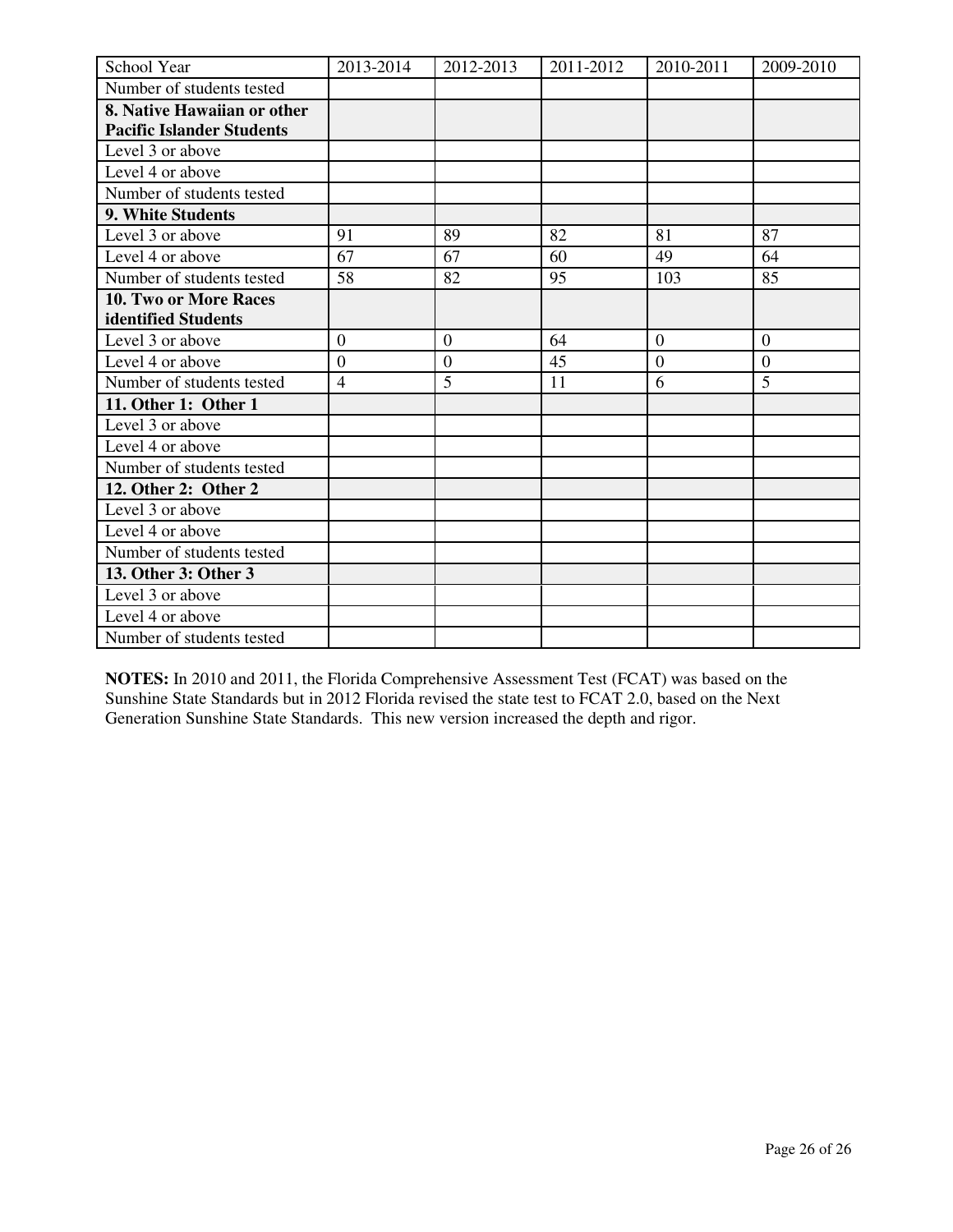| School Year | 2013-2014 | 2012-2013 | 2011-2012 | 2010-2011 | 2009-2010 |
|---|---|---|---|---|---|
| Number of students tested | | | | | |
| **8. Native Hawaiian or other Pacific Islander Students** | | | | | |
| Level 3 or above | | | | | |
| Level 4 or above | | | | | |
| Number of students tested | | | | | |
| **9. White Students** | | | | | |
| Level 3 or above | 91 | 89 | 82 | 81 | 87 |
| Level 4 or above | 67 | 67 | 60 | 49 | 64 |
| Number of students tested | 58 | 82 | 95 | 103 | 85 |
| **10. Two or More Races identified Students** | | | | | |
| Level 3 or above | 0 | 0 | 64 | 0 | 0 |
| Level 4 or above | 0 | 0 | 45 | 0 | 0 |
| Number of students tested | 4 | 5 | 11 | 6 | 5 |
| **11. Other 1: Other 1** | | | | | |
| Level 3 or above | | | | | |
| Level 4 or above | | | | | |
| Number of students tested | | | | | |
| **12. Other 2: Other 2** | | | | | |
| Level 3 or above | | | | | |
| Level 4 or above | | | | | |
| Number of students tested | | | | | |
| **13. Other 3: Other 3** | | | | | |
| Level 3 or above | | | | | |
| Level 4 or above | | | | | |
| Number of students tested | | | | | |

**NOTES:** In 2010 and 2011, the Florida Comprehensive Assessment Test (FCAT) was based on the Sunshine State Standards but in 2012 Florida revised the state test to FCAT 2.0, based on the Next Generation Sunshine State Standards. This new version increased the depth and rigor.